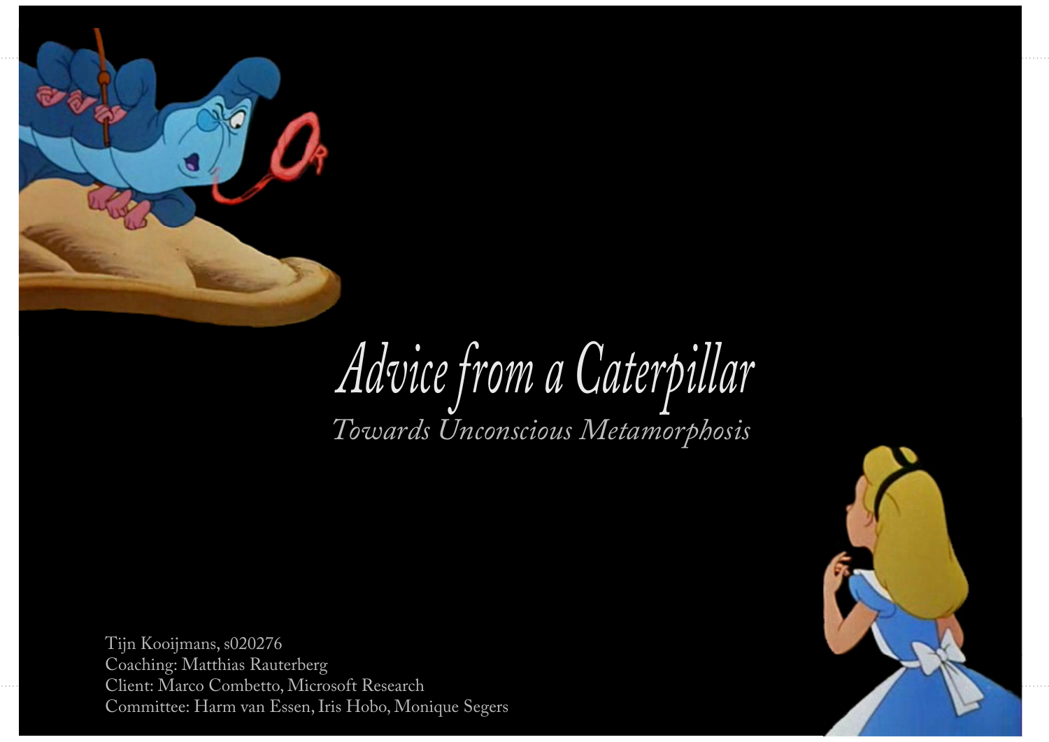# *Advice from a Caterpillar*

## *Towards Unconscious Metamorphosis*

Tijn Kooijmans, s020276
Coaching: Matthias Rauterberg
Client: Marco Combetto, Microsoft Research
Committee: Harm van Essen, Iris Hobo, Monique Segers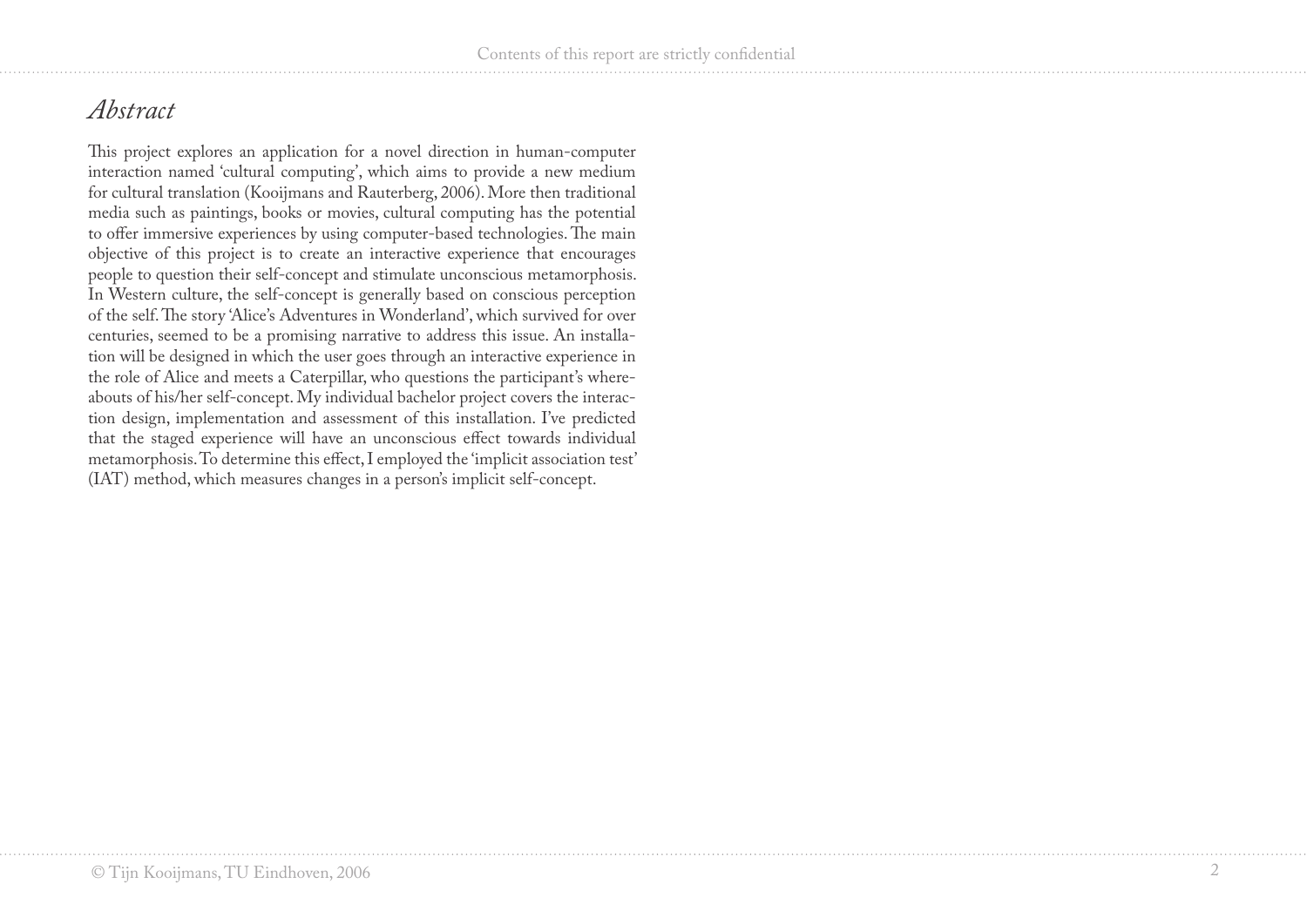# *Abstract*

This project explores an application for a novel direction in human-computer interaction named 'cultural computing', which aims to provide a new medium for cultural translation (Kooijmans and Rauterberg, 2006). More then traditional media such as paintings, books or movies, cultural computing has the potential to offer immersive experiences by using computer-based technologies. The main objective of this project is to create an interactive experience that encourages people to question their self-concept and stimulate unconscious metamorphosis. In Western culture, the self-concept is generally based on conscious perception of the self. The story 'Alice's Adventures in Wonderland', which survived for over centuries, seemed to be a promising narrative to address this issue. An installation will be designed in which the user goes through an interactive experience in the role of Alice and meets a Caterpillar, who questions the participant's whereabouts of his/her self-concept. My individual bachelor project covers the interaction design, implementation and assessment of this installation. I've predicted that the staged experience will have an unconscious effect towards individual metamorphosis. To determine this effect, I employed the 'implicit association test' (IAT) method, which measures changes in a person's implicit self-concept.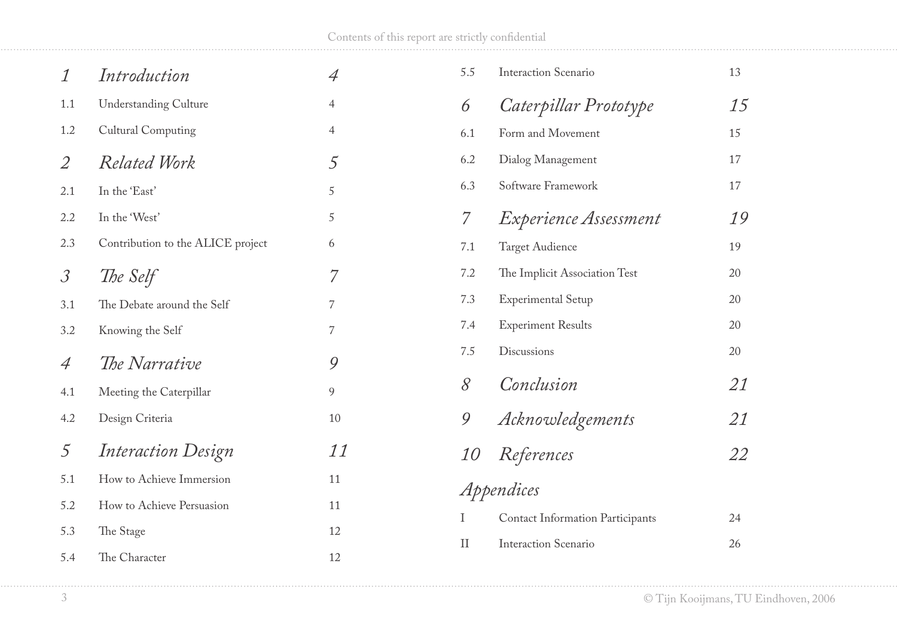| | | |
|---|---|---|
| *1* | *Introduction* | *4* |
| 1.1 | Understanding Culture | 4 |
| 1.2 | Cultural Computing | 4 |
| *2* | *Related Work* | *5* |
| 2.1 | In the 'East' | 5 |
| 2.2 | In the 'West' | 5 |
| 2.3 | Contribution to the ALICE project | 6 |
| *3* | *The Self* | *7* |
| 3.1 | The Debate around the Self | 7 |
| 3.2 | Knowing the Self | 7 |
| *4* | *The Narrative* | *9* |
| 4.1 | Meeting the Caterpillar | 9 |
| 4.2 | Design Criteria | 10 |
| *5* | *Interaction Design* | *11* |
| 5.1 | How to Achieve Immersion | 11 |
| 5.2 | How to Achieve Persuasion | 11 |
| 5.3 | The Stage | 12 |
| 5.4 | The Character | 12 |
| 5.5 | Interaction Scenario | 13 |
| *6* | *Caterpillar Prototype* | *15* |
| 6.1 | Form and Movement | 15 |
| 6.2 | Dialog Management | 17 |
| 6.3 | Software Framework | 17 |
| *7* | *Experience Assessment* | *19* |
| 7.1 | Target Audience | 19 |
| 7.2 | The Implicit Association Test | 20 |
| 7.3 | Experimental Setup | 20 |
| 7.4 | Experiment Results | 20 |
| 7.5 | Discussions | 20 |
| *8* | *Conclusion* | *21* |
| *9* | *Acknowledgements* | *21* |
| *10* | *References* | *22* |
| | *Appendices* | |
| I | Contact Information Participants | 24 |
| II | Interaction Scenario | 26 |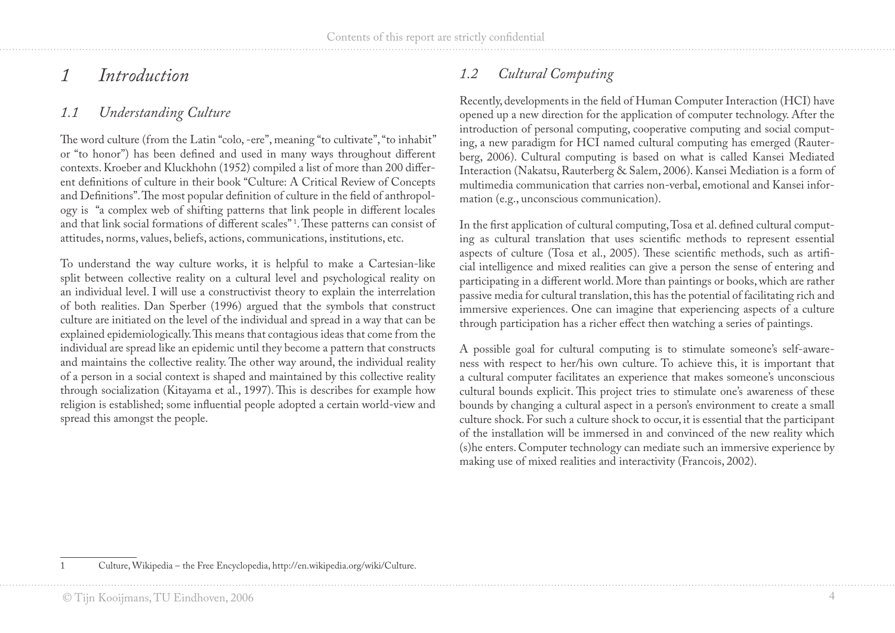# 1 Introduction

## 1.1 Understanding Culture

The word culture (from the Latin "colo, -ere", meaning "to cultivate", "to inhabit" or "to honor") has been defined and used in many ways throughout different contexts. Kroeber and Kluckhohn (1952) compiled a list of more than 200 different definitions of culture in their book "Culture: A Critical Review of Concepts and Definitions". The most popular definition of culture in the field of anthropology is "a complex web of shifting patterns that link people in different locales and that link social formations of different scales"[1]. These patterns can consist of attitudes, norms, values, beliefs, actions, communications, institutions, etc.

To understand the way culture works, it is helpful to make a Cartesian-like split between collective reality on a cultural level and psychological reality on an individual level. I will use a constructivist theory to explain the interrelation of both realities. Dan Sperber (1996) argued that the symbols that construct culture are initiated on the level of the individual and spread in a way that can be explained epidemiologically. This means that contagious ideas that come from the individual are spread like an epidemic until they become a pattern that constructs and maintains the collective reality. The other way around, the individual reality of a person in a social context is shaped and maintained by this collective reality through socialization (Kitayama et al., 1997). This is describes for example how religion is established; some influential people adopted a certain world-view and spread this amongst the people.

## 1.2 Cultural Computing

Recently, developments in the field of Human Computer Interaction (HCI) have opened up a new direction for the application of computer technology. After the introduction of personal computing, cooperative computing and social computing, a new paradigm for HCI named cultural computing has emerged (Rauterberg, 2006). Cultural computing is based on what is called Kansei Mediated Interaction (Nakatsu, Rauterberg & Salem, 2006). Kansei Mediation is a form of multimedia communication that carries non-verbal, emotional and Kansei information (e.g., unconscious communication).

In the first application of cultural computing, Tosa et al. defined cultural computing as cultural translation that uses scientific methods to represent essential aspects of culture (Tosa et al., 2005). These scientific methods, such as artificial intelligence and mixed realities can give a person the sense of entering and participating in a different world. More than paintings or books, which are rather passive media for cultural translation, this has the potential of facilitating rich and immersive experiences. One can imagine that experiencing aspects of a culture through participation has a richer effect then watching a series of paintings.

A possible goal for cultural computing is to stimulate someone's self-awareness with respect to her/his own culture. To achieve this, it is important that a cultural computer facilitates an experience that makes someone's unconscious cultural bounds explicit. This project tries to stimulate one's awareness of these bounds by changing a cultural aspect in a person's environment to create a small culture shock. For such a culture shock to occur, it is essential that the participant of the installation will be immersed in and convinced of the new reality which (s)he enters. Computer technology can mediate such an immersive experience by making use of mixed realities and interactivity (Francois, 2002).

---

1 Culture, Wikipedia – the Free Encyclopedia, http://en.wikipedia.org/wiki/Culture.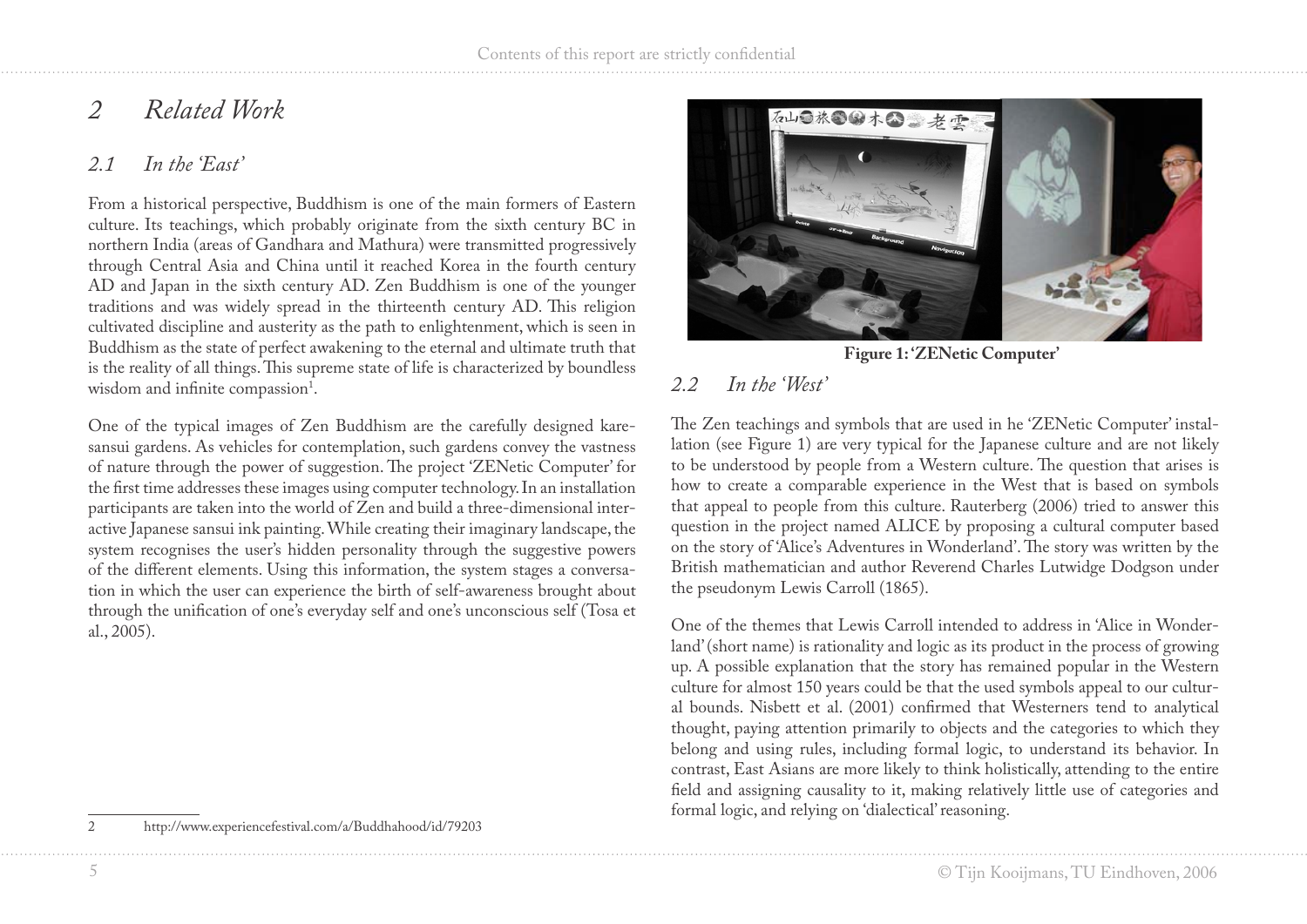# 2 Related Work

## 2.1 In the 'East'

From a historical perspective, Buddhism is one of the main formers of Eastern culture. Its teachings, which probably originate from the sixth century BC in northern India (areas of Gandhara and Mathura) were transmitted progressively through Central Asia and China until it reached Korea in the fourth century AD and Japan in the sixth century AD. Zen Buddhism is one of the younger traditions and was widely spread in the thirteenth century AD. This religion cultivated discipline and austerity as the path to enlightenment, which is seen in Buddhism as the state of perfect awakening to the eternal and ultimate truth that is the reality of all things. This supreme state of life is characterized by boundless wisdom and infinite compassion[1].

One of the typical images of Zen Buddhism are the carefully designed kare-sansui gardens. As vehicles for contemplation, such gardens convey the vastness of nature through the power of suggestion. The project 'ZENetic Computer' for the first time addresses these images using computer technology. In an installation participants are taken into the world of Zen and build a three-dimensional interactive Japanese sansui ink painting. While creating their imaginary landscape, the system recognises the user's hidden personality through the suggestive powers of the different elements. Using this information, the system stages a conversation in which the user can experience the birth of self-awareness brought about through the unification of one's everyday self and one's unconscious self (Tosa et al., 2005).

**Figure 1: 'ZENetic Computer'**

## 2.2 In the 'West'

The Zen teachings and symbols that are used in he 'ZENetic Computer' installation (see Figure 1) are very typical for the Japanese culture and are not likely to be understood by people from a Western culture. The question that arises is how to create a comparable experience in the West that is based on symbols that appeal to people from this culture. Rauterberg (2006) tried to answer this question in the project named ALICE by proposing a cultural computer based on the story of 'Alice's Adventures in Wonderland'. The story was written by the British mathematician and author Reverend Charles Lutwidge Dodgson under the pseudonym Lewis Carroll (1865).

One of the themes that Lewis Carroll intended to address in 'Alice in Wonderland' (short name) is rationality and logic as its product in the process of growing up. A possible explanation that the story has remained popular in the Western culture for almost 150 years could be that the used symbols appeal to our cultural bounds. Nisbett et al. (2001) confirmed that Westerners tend to analytical thought, paying attention primarily to objects and the categories to which they belong and using rules, including formal logic, to understand its behavior. In contrast, East Asians are more likely to think holistically, attending to the entire field and assigning causality to it, making relatively little use of categories and formal logic, and relying on 'dialectical' reasoning.

---

2 http://www.experiencefestival.com/a/Buddhahood/id/79203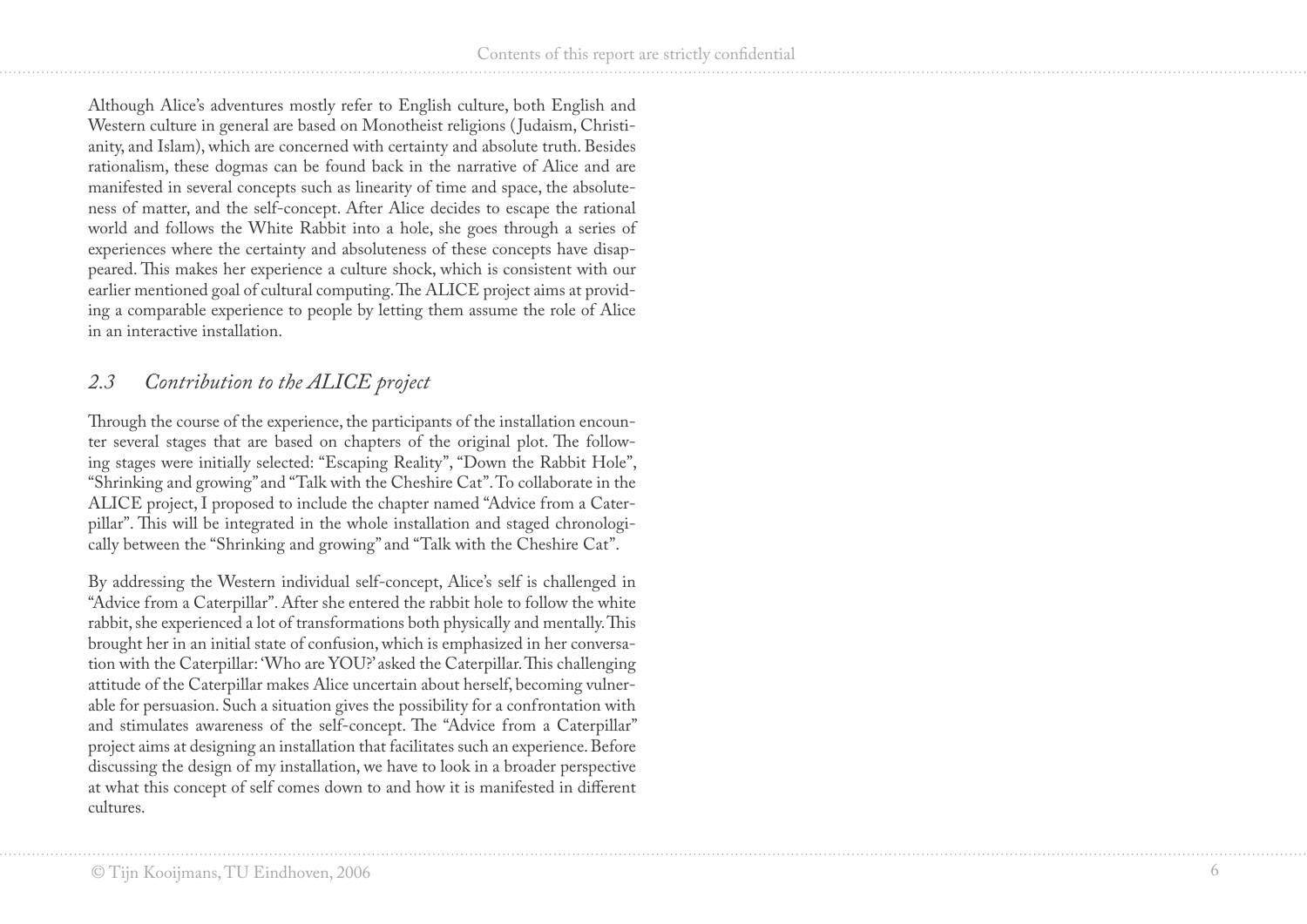Although Alice's adventures mostly refer to English culture, both English and Western culture in general are based on Monotheist religions (Judaism, Christianity, and Islam), which are concerned with certainty and absolute truth. Besides rationalism, these dogmas can be found back in the narrative of Alice and are manifested in several concepts such as linearity of time and space, the absoluteness of matter, and the self-concept. After Alice decides to escape the rational world and follows the White Rabbit into a hole, she goes through a series of experiences where the certainty and absoluteness of these concepts have disappeared. This makes her experience a culture shock, which is consistent with our earlier mentioned goal of cultural computing. The ALICE project aims at providing a comparable experience to people by letting them assume the role of Alice in an interactive installation.

## *2.3 Contribution to the ALICE project*

Through the course of the experience, the participants of the installation encounter several stages that are based on chapters of the original plot. The following stages were initially selected: "Escaping Reality", "Down the Rabbit Hole", "Shrinking and growing" and "Talk with the Cheshire Cat". To collaborate in the ALICE project, I proposed to include the chapter named "Advice from a Caterpillar". This will be integrated in the whole installation and staged chronologically between the "Shrinking and growing" and "Talk with the Cheshire Cat".

By addressing the Western individual self-concept, Alice's self is challenged in "Advice from a Caterpillar". After she entered the rabbit hole to follow the white rabbit, she experienced a lot of transformations both physically and mentally. This brought her in an initial state of confusion, which is emphasized in her conversation with the Caterpillar: 'Who are YOU?' asked the Caterpillar. This challenging attitude of the Caterpillar makes Alice uncertain about herself, becoming vulnerable for persuasion. Such a situation gives the possibility for a confrontation with and stimulates awareness of the self-concept. The "Advice from a Caterpillar" project aims at designing an installation that facilitates such an experience. Before discussing the design of my installation, we have to look in a broader perspective at what this concept of self comes down to and how it is manifested in different cultures.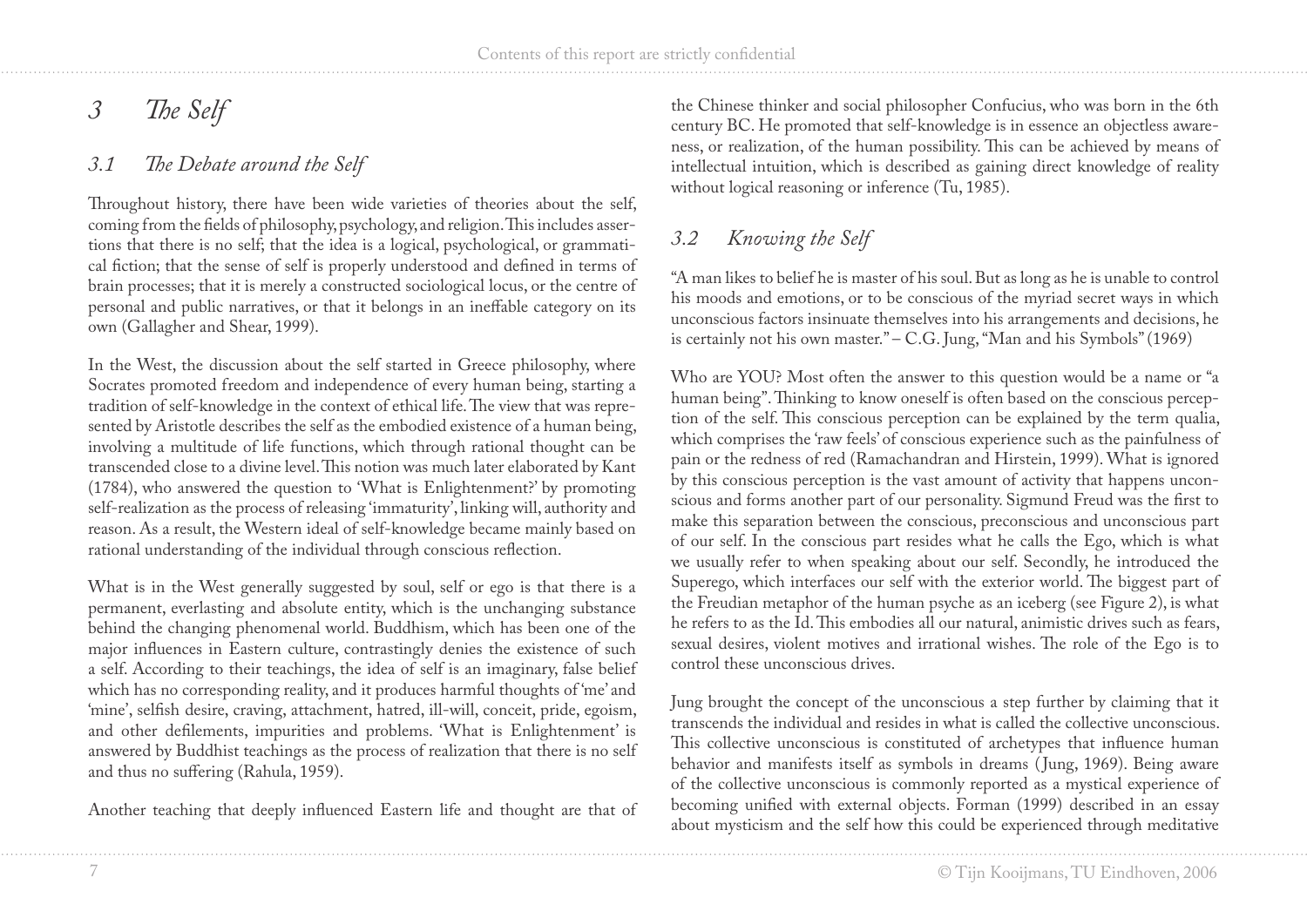# 3 The Self

## 3.1 The Debate around the Self

Throughout history, there have been wide varieties of theories about the self, coming from the fields of philosophy, psychology, and religion. This includes assertions that there is no self; that the idea is a logical, psychological, or grammatical fiction; that the sense of self is properly understood and defined in terms of brain processes; that it is merely a constructed sociological locus, or the centre of personal and public narratives, or that it belongs in an ineffable category on its own (Gallagher and Shear, 1999).

In the West, the discussion about the self started in Greece philosophy, where Socrates promoted freedom and independence of every human being, starting a tradition of self-knowledge in the context of ethical life. The view that was represented by Aristotle describes the self as the embodied existence of a human being, involving a multitude of life functions, which through rational thought can be transcended close to a divine level. This notion was much later elaborated by Kant (1784), who answered the question to 'What is Enlightenment?' by promoting self-realization as the process of releasing 'immaturity', linking will, authority and reason. As a result, the Western ideal of self-knowledge became mainly based on rational understanding of the individual through conscious reflection.

What is in the West generally suggested by soul, self or ego is that there is a permanent, everlasting and absolute entity, which is the unchanging substance behind the changing phenomenal world. Buddhism, which has been one of the major influences in Eastern culture, contrastingly denies the existence of such a self. According to their teachings, the idea of self is an imaginary, false belief which has no corresponding reality, and it produces harmful thoughts of 'me' and 'mine', selfish desire, craving, attachment, hatred, ill-will, conceit, pride, egoism, and other defilements, impurities and problems. 'What is Enlightenment' is answered by Buddhist teachings as the process of realization that there is no self and thus no suffering (Rahula, 1959).

Another teaching that deeply influenced Eastern life and thought are that of the Chinese thinker and social philosopher Confucius, who was born in the 6th century BC. He promoted that self-knowledge is in essence an objectless awareness, or realization, of the human possibility. This can be achieved by means of intellectual intuition, which is described as gaining direct knowledge of reality without logical reasoning or inference (Tu, 1985).

## 3.2 Knowing the Self

"A man likes to belief he is master of his soul. But as long as he is unable to control his moods and emotions, or to be conscious of the myriad secret ways in which unconscious factors insinuate themselves into his arrangements and decisions, he is certainly not his own master." – C.G. Jung, "Man and his Symbols" (1969)

Who are YOU? Most often the answer to this question would be a name or "a human being". Thinking to know oneself is often based on the conscious perception of the self. This conscious perception can be explained by the term qualia, which comprises the 'raw feels' of conscious experience such as the painfulness of pain or the redness of red (Ramachandran and Hirstein, 1999). What is ignored by this conscious perception is the vast amount of activity that happens unconscious and forms another part of our personality. Sigmund Freud was the first to make this separation between the conscious, preconscious and unconscious part of our self. In the conscious part resides what he calls the Ego, which is what we usually refer to when speaking about our self. Secondly, he introduced the Superego, which interfaces our self with the exterior world. The biggest part of the Freudian metaphor of the human psyche as an iceberg (see Figure 2), is what he refers to as the Id. This embodies all our natural, animistic drives such as fears, sexual desires, violent motives and irrational wishes. The role of the Ego is to control these unconscious drives.

Jung brought the concept of the unconscious a step further by claiming that it transcends the individual and resides in what is called the collective unconscious. This collective unconscious is constituted of archetypes that influence human behavior and manifests itself as symbols in dreams (Jung, 1969). Being aware of the collective unconscious is commonly reported as a mystical experience of becoming unified with external objects. Forman (1999) described in an essay about mysticism and the self how this could be experienced through meditative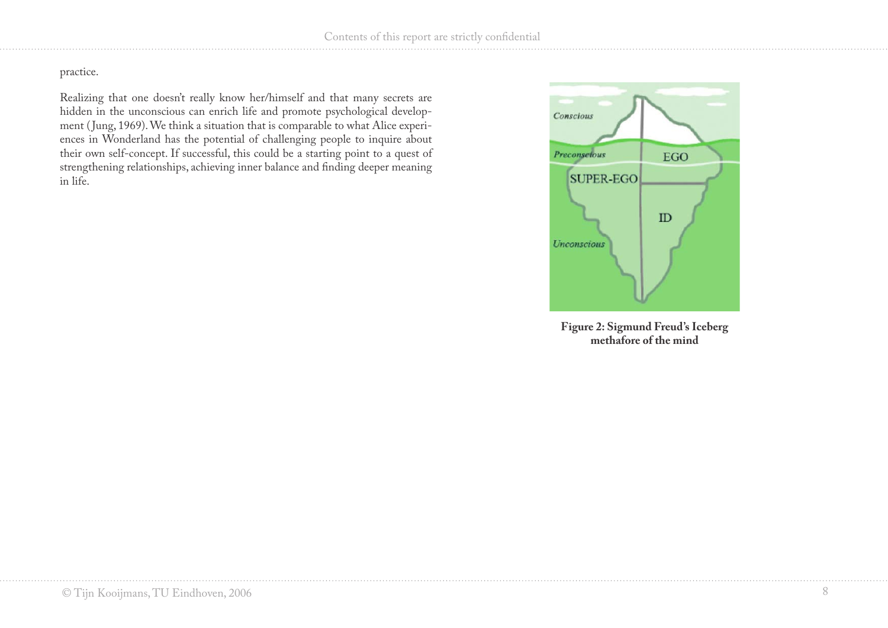practice.

Realizing that one doesn't really know her/himself and that many secrets are hidden in the unconscious can enrich life and promote psychological development (Jung, 1969). We think a situation that is comparable to what Alice experiences in Wonderland has the potential of challenging people to inquire about their own self-concept. If successful, this could be a starting point to a quest of strengthening relationships, achieving inner balance and finding deeper meaning in life.

Conscious

Preconscious

EGO

SUPER-EGO

ID

Unconscious

**Figure 2: Sigmund Freud's Iceberg methafore of the mind**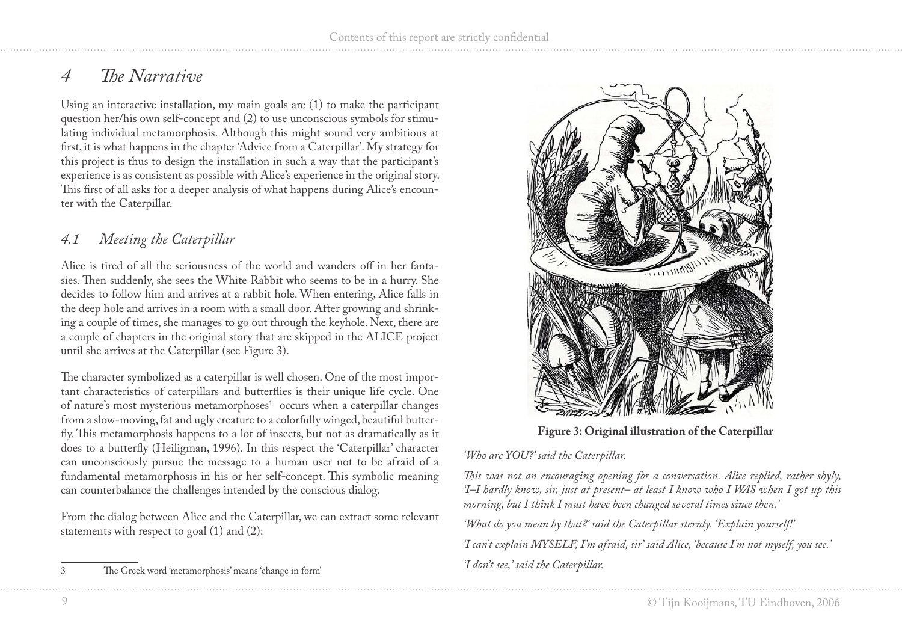# 4 The Narrative

Using an interactive installation, my main goals are (1) to make the participant question her/his own self-concept and (2) to use unconscious symbols for stimulating individual metamorphosis. Although this might sound very ambitious at first, it is what happens in the chapter 'Advice from a Caterpillar'. My strategy for this project is thus to design the installation in such a way that the participant's experience is as consistent as possible with Alice's experience in the original story. This first of all asks for a deeper analysis of what happens during Alice's encounter with the Caterpillar.

## 4.1 Meeting the Caterpillar

Alice is tired of all the seriousness of the world and wanders off in her fantasies. Then suddenly, she sees the White Rabbit who seems to be in a hurry. She decides to follow him and arrives at a rabbit hole. When entering, Alice falls in the deep hole and arrives in a room with a small door. After growing and shrinking a couple of times, she manages to go out through the keyhole. Next, there are a couple of chapters in the original story that are skipped in the ALICE project until she arrives at the Caterpillar (see Figure 3).

The character symbolized as a caterpillar is well chosen. One of the most important characteristics of caterpillars and butterflies is their unique life cycle. One of nature's most mysterious metamorphoses[1] occurs when a caterpillar changes from a slow-moving, fat and ugly creature to a colorfully winged, beautiful butterfly. This metamorphosis happens to a lot of insects, but not as dramatically as it does to a butterfly (Heiligman, 1996). In this respect the 'Caterpillar' character can unconsciously pursue the message to a human user not to be afraid of a fundamental metamorphosis in his or her self-concept. This symbolic meaning can counterbalance the challenges intended by the conscious dialog.

From the dialog between Alice and the Caterpillar, we can extract some relevant statements with respect to goal (1) and (2):

**Figure 3: Original illustration of the Caterpillar**

*'Who are YOU?' said the Caterpillar.*

*This was not an encouraging opening for a conversation. Alice replied, rather shyly, 'I–I hardly know, sir, just at present– at least I know who I WAS when I got up this morning, but I think I must have been changed several times since then.'*

*'What do you mean by that?' said the Caterpillar sternly. 'Explain yourself!'*

*'I can't explain MYSELF, I'm afraid, sir' said Alice, 'because I'm not myself, you see.'*

*'I don't see,' said the Caterpillar.*

---

3 The Greek word 'metamorphosis' means 'change in form'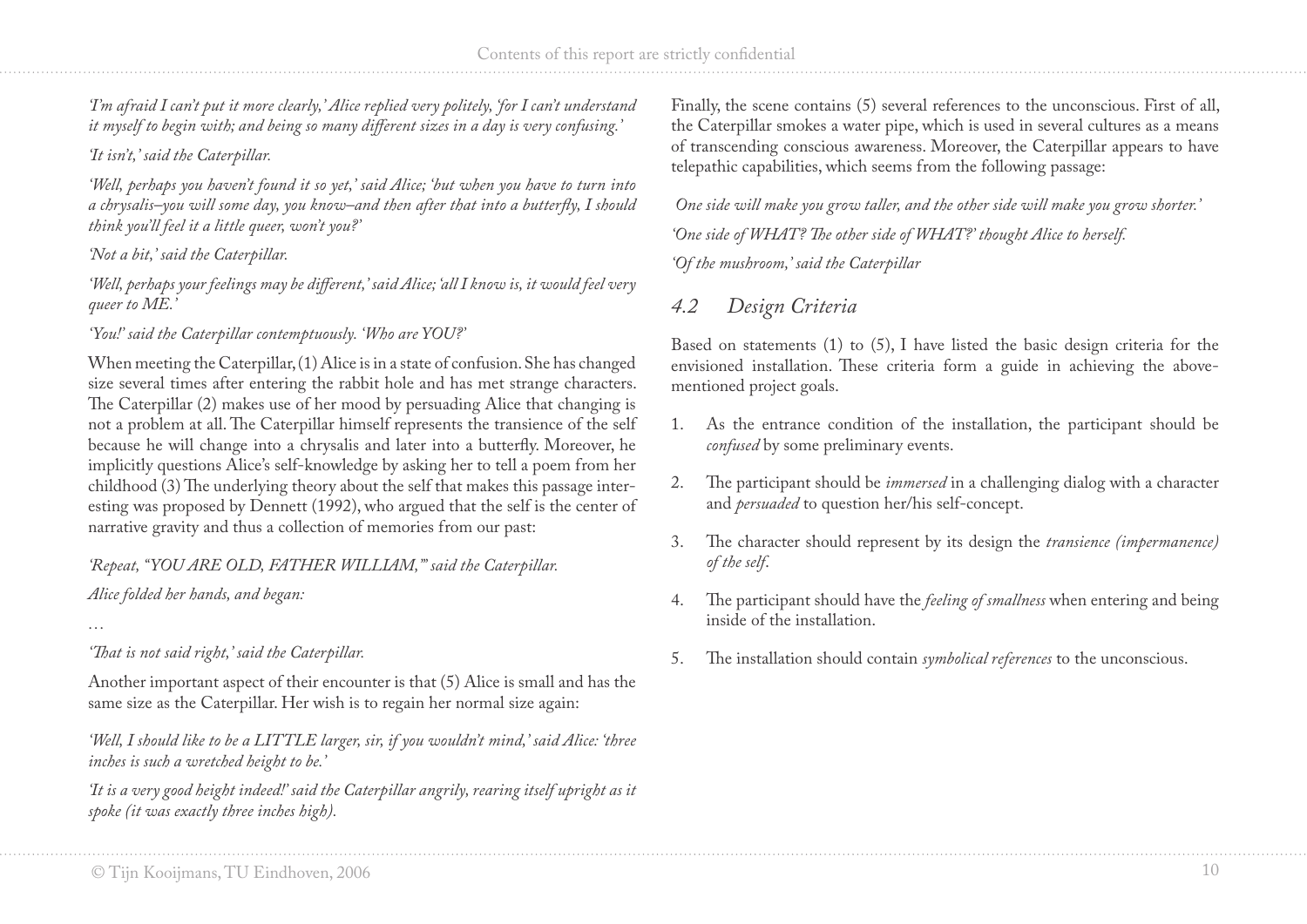*'I'm afraid I can't put it more clearly,' Alice replied very politely, 'for I can't understand it myself to begin with; and being so many different sizes in a day is very confusing.'*

*'It isn't,' said the Caterpillar.*

*'Well, perhaps you haven't found it so yet,' said Alice; 'but when you have to turn into a chrysalis–you will some day, you know–and then after that into a butterfly, I should think you'll feel it a little queer, won't you?'*

*'Not a bit,' said the Caterpillar.*

*'Well, perhaps your feelings may be different,' said Alice; 'all I know is, it would feel very queer to ME.'*

*'You!' said the Caterpillar contemptuously. 'Who are YOU?'*

When meeting the Caterpillar, (1) Alice is in a state of confusion. She has changed size several times after entering the rabbit hole and has met strange characters. The Caterpillar (2) makes use of her mood by persuading Alice that changing is not a problem at all. The Caterpillar himself represents the transience of the self because he will change into a chrysalis and later into a butterfly. Moreover, he implicitly questions Alice's self-knowledge by asking her to tell a poem from her childhood (3) The underlying theory about the self that makes this passage interesting was proposed by Dennett (1992), who argued that the self is the center of narrative gravity and thus a collection of memories from our past:

*'Repeat, "YOU ARE OLD, FATHER WILLIAM,"' said the Caterpillar.*

*Alice folded her hands, and began:*

…

*'That is not said right,' said the Caterpillar.*

Another important aspect of their encounter is that (5) Alice is small and has the same size as the Caterpillar. Her wish is to regain her normal size again:

*'Well, I should like to be a LITTLE larger, sir, if you wouldn't mind,' said Alice: 'three inches is such a wretched height to be.'*

*'It is a very good height indeed!' said the Caterpillar angrily, rearing itself upright as it spoke (it was exactly three inches high).*

Finally, the scene contains (5) several references to the unconscious. First of all, the Caterpillar smokes a water pipe, which is used in several cultures as a means of transcending conscious awareness. Moreover, the Caterpillar appears to have telepathic capabilities, which seems from the following passage:

*One side will make you grow taller, and the other side will make you grow shorter.'*

*'One side of WHAT? The other side of WHAT?' thought Alice to herself.*

*'Of the mushroom,' said the Caterpillar*

## *4.2 Design Criteria*

Based on statements (1) to (5), I have listed the basic design criteria for the envisioned installation. These criteria form a guide in achieving the above-mentioned project goals.

1. As the entrance condition of the installation, the participant should be *confused* by some preliminary events.
2. The participant should be *immersed* in a challenging dialog with a character and *persuaded* to question her/his self-concept.
3. The character should represent by its design the *transience (impermanence) of the self*.
4. The participant should have the *feeling of smallness* when entering and being inside of the installation.
5. The installation should contain *symbolical references* to the unconscious.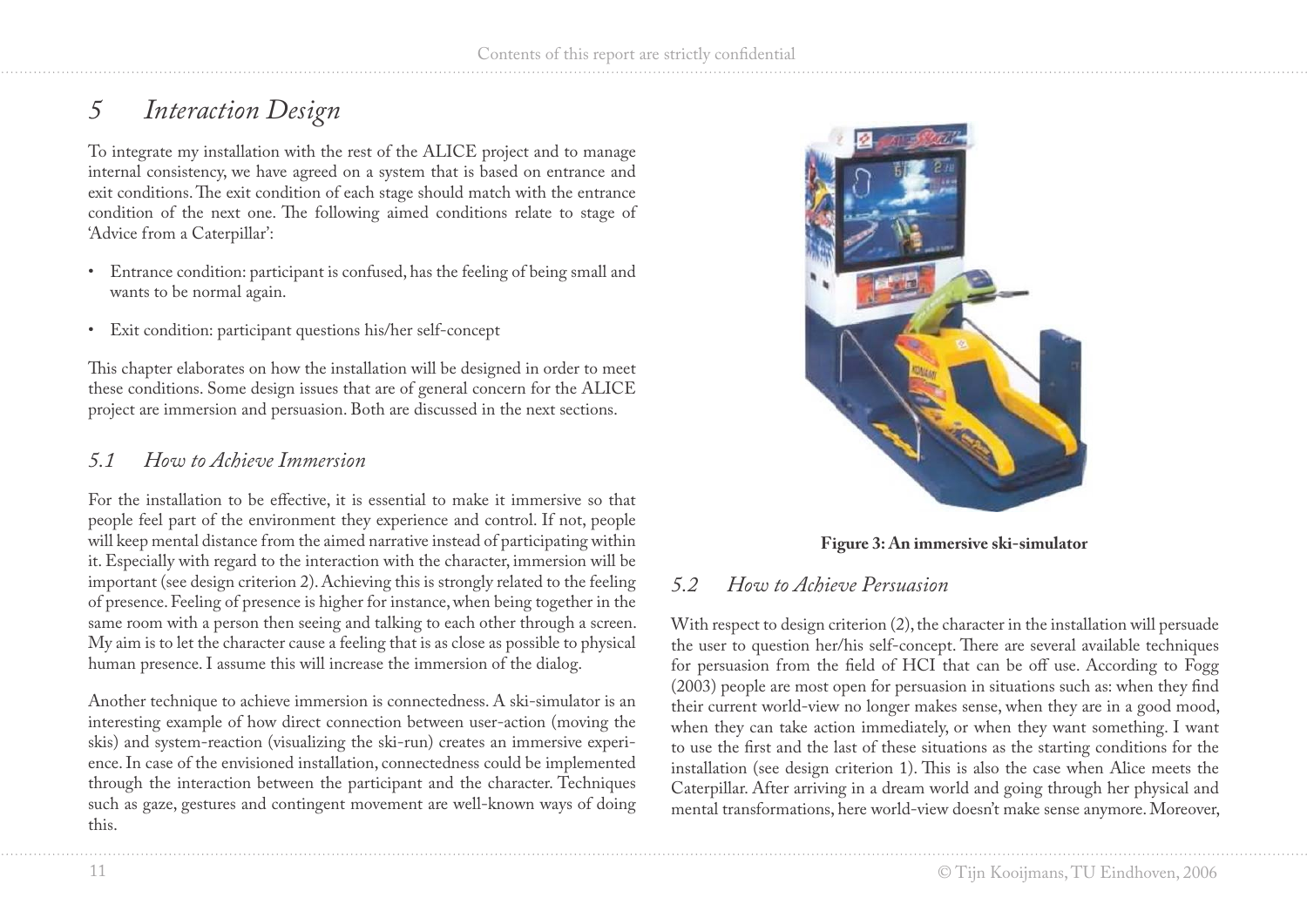# 5 Interaction Design

To integrate my installation with the rest of the ALICE project and to manage internal consistency, we have agreed on a system that is based on entrance and exit conditions. The exit condition of each stage should match with the entrance condition of the next one. The following aimed conditions relate to stage of 'Advice from a Caterpillar':

- Entrance condition: participant is confused, has the feeling of being small and wants to be normal again.
- Exit condition: participant questions his/her self-concept

This chapter elaborates on how the installation will be designed in order to meet these conditions. Some design issues that are of general concern for the ALICE project are immersion and persuasion. Both are discussed in the next sections.

## 5.1 How to Achieve Immersion

For the installation to be effective, it is essential to make it immersive so that people feel part of the environment they experience and control. If not, people will keep mental distance from the aimed narrative instead of participating within it. Especially with regard to the interaction with the character, immersion will be important (see design criterion 2). Achieving this is strongly related to the feeling of presence. Feeling of presence is higher for instance, when being together in the same room with a person then seeing and talking to each other through a screen. My aim is to let the character cause a feeling that is as close as possible to physical human presence. I assume this will increase the immersion of the dialog.

Another technique to achieve immersion is connectedness. A ski-simulator is an interesting example of how direct connection between user-action (moving the skis) and system-reaction (visualizing the ski-run) creates an immersive experience. In case of the envisioned installation, connectedness could be implemented through the interaction between the participant and the character. Techniques such as gaze, gestures and contingent movement are well-known ways of doing this.

**Figure 3: An immersive ski-simulator**

## 5.2 How to Achieve Persuasion

With respect to design criterion (2), the character in the installation will persuade the user to question her/his self-concept. There are several available techniques for persuasion from the field of HCI that can be off use. According to Fogg (2003) people are most open for persuasion in situations such as: when they find their current world-view no longer makes sense, when they are in a good mood, when they can take action immediately, or when they want something. I want to use the first and the last of these situations as the starting conditions for the installation (see design criterion 1). This is also the case when Alice meets the Caterpillar. After arriving in a dream world and going through her physical and mental transformations, here world-view doesn't make sense anymore. Moreover,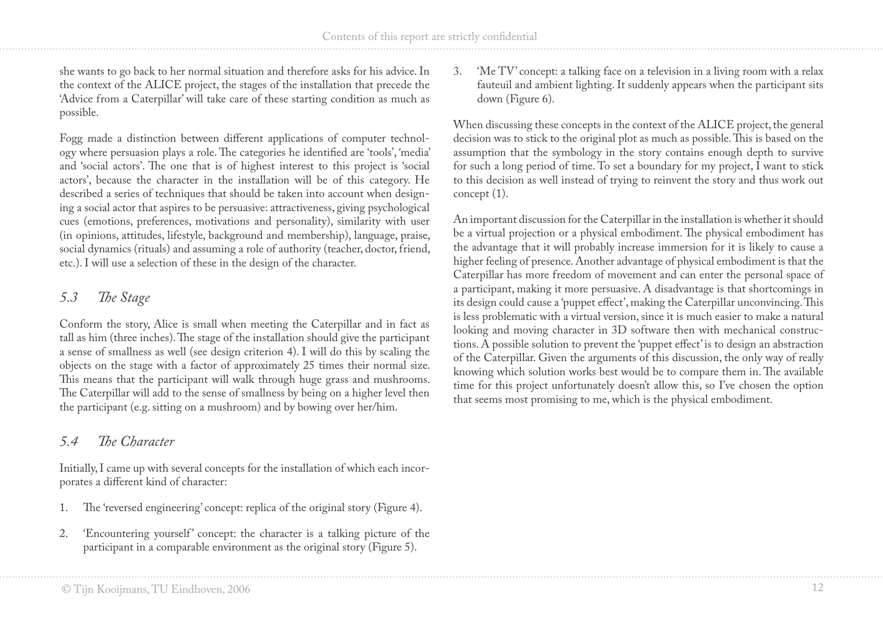she wants to go back to her normal situation and therefore asks for his advice. In the context of the ALICE project, the stages of the installation that precede the 'Advice from a Caterpillar' will take care of these starting condition as much as possible.

Fogg made a distinction between different applications of computer technology where persuasion plays a role. The categories he identified are 'tools', 'media' and 'social actors'. The one that is of highest interest to this project is 'social actors', because the character in the installation will be of this category. He described a series of techniques that should be taken into account when designing a social actor that aspires to be persuasive: attractiveness, giving psychological cues (emotions, preferences, motivations and personality), similarity with user (in opinions, attitudes, lifestyle, background and membership), language, praise, social dynamics (rituals) and assuming a role of authority (teacher, doctor, friend, etc.). I will use a selection of these in the design of the character.

## *5.3 The Stage*

Conform the story, Alice is small when meeting the Caterpillar and in fact as tall as him (three inches). The stage of the installation should give the participant a sense of smallness as well (see design criterion 4). I will do this by scaling the objects on the stage with a factor of approximately 25 times their normal size. This means that the participant will walk through huge grass and mushrooms. The Caterpillar will add to the sense of smallness by being on a higher level then the participant (e.g. sitting on a mushroom) and by bowing over her/him.

## *5.4 The Character*

Initially, I came up with several concepts for the installation of which each incorporates a different kind of character:

1. The 'reversed engineering' concept: replica of the original story (Figure 4).
2. 'Encountering yourself' concept: the character is a talking picture of the participant in a comparable environment as the original story (Figure 5).
3. 'Me TV' concept: a talking face on a television in a living room with a relax fauteuil and ambient lighting. It suddenly appears when the participant sits down (Figure 6).

When discussing these concepts in the context of the ALICE project, the general decision was to stick to the original plot as much as possible. This is based on the assumption that the symbology in the story contains enough depth to survive for such a long period of time. To set a boundary for my project, I want to stick to this decision as well instead of trying to reinvent the story and thus work out concept (1).

An important discussion for the Caterpillar in the installation is whether it should be a virtual projection or a physical embodiment. The physical embodiment has the advantage that it will probably increase immersion for it is likely to cause a higher feeling of presence. Another advantage of physical embodiment is that the Caterpillar has more freedom of movement and can enter the personal space of a participant, making it more persuasive. A disadvantage is that shortcomings in its design could cause a 'puppet effect', making the Caterpillar unconvincing. This is less problematic with a virtual version, since it is much easier to make a natural looking and moving character in 3D software then with mechanical constructions. A possible solution to prevent the 'puppet effect' is to design an abstraction of the Caterpillar. Given the arguments of this discussion, the only way of really knowing which solution works best would be to compare them in. The available time for this project unfortunately doesn't allow this, so I've chosen the option that seems most promising to me, which is the physical embodiment.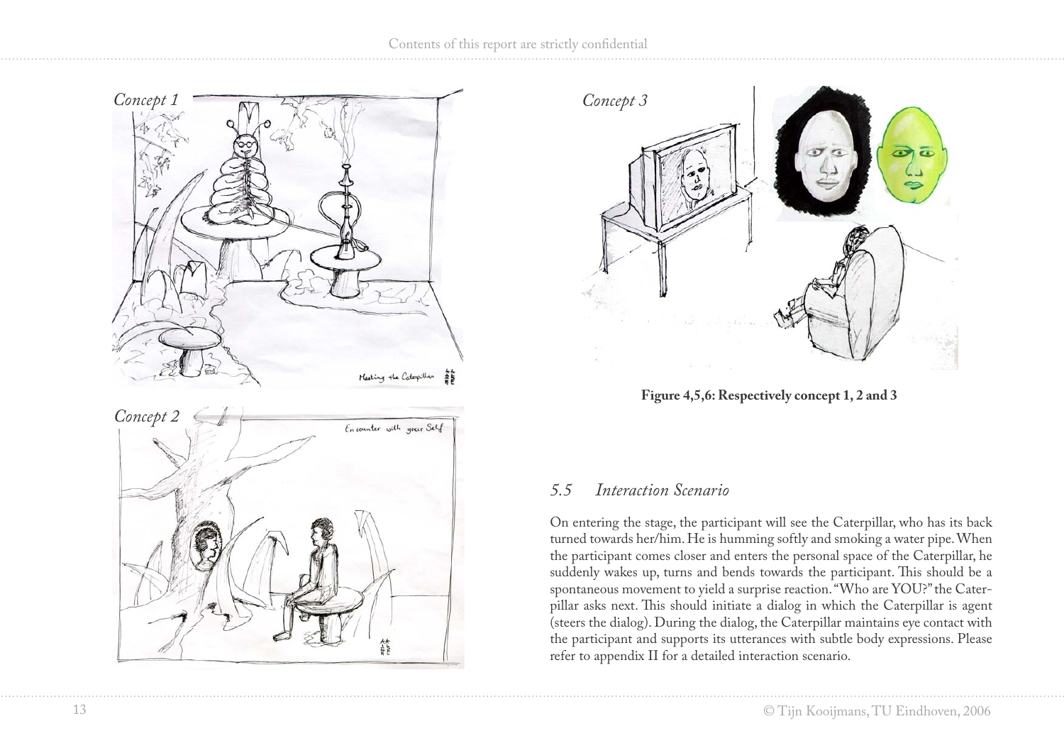*Concept 1*

*Concept 2*

*Concept 3*

**Figure 4,5,6: Respectively concept 1, 2 and 3**

### *5.5 Interaction Scenario*

On entering the stage, the participant will see the Caterpillar, who has its back turned towards her/him. He is humming softly and smoking a water pipe. When the participant comes closer and enters the personal space of the Caterpillar, he suddenly wakes up, turns and bends towards the participant. This should be a spontaneous movement to yield a surprise reaction. "Who are YOU?" the Caterpillar asks next. This should initiate a dialog in which the Caterpillar is agent (steers the dialog). During the dialog, the Caterpillar maintains eye contact with the participant and supports its utterances with subtle body expressions. Please refer to appendix II for a detailed interaction scenario.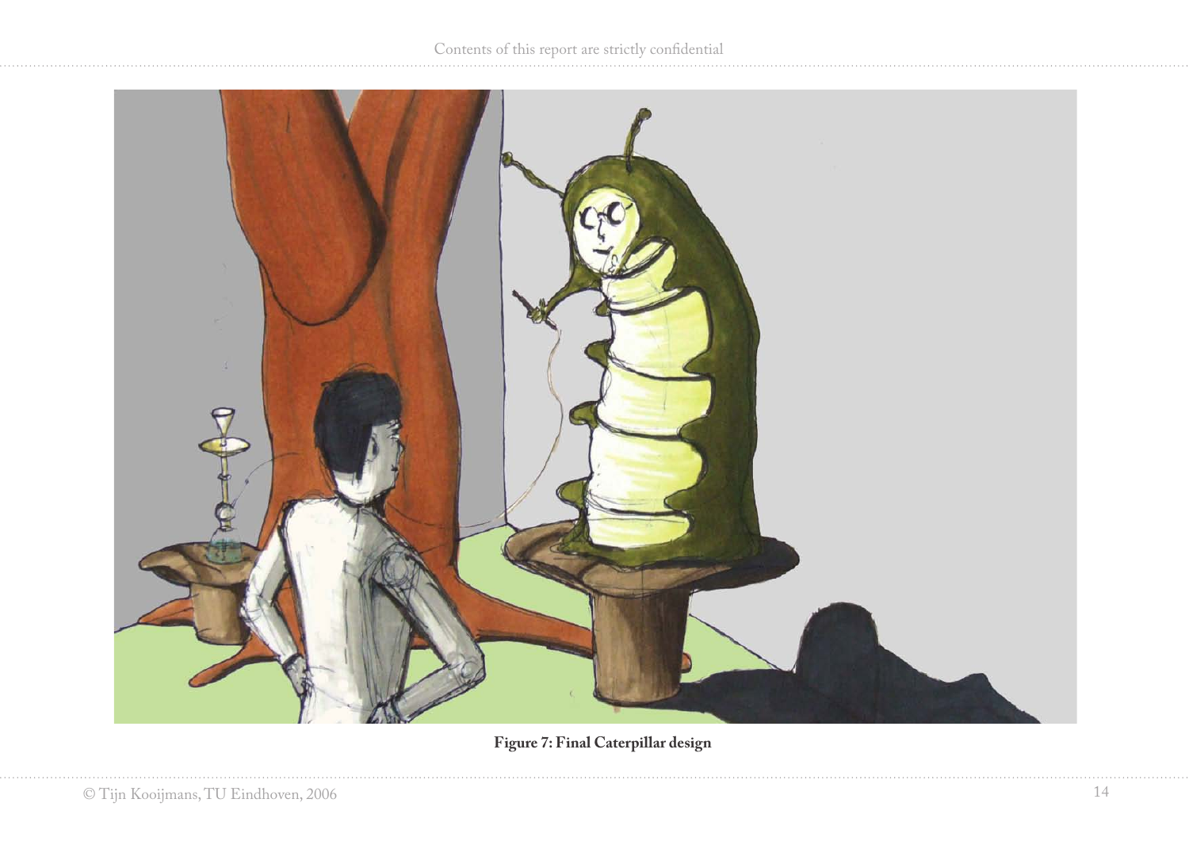**Figure 7: Final Caterpillar design**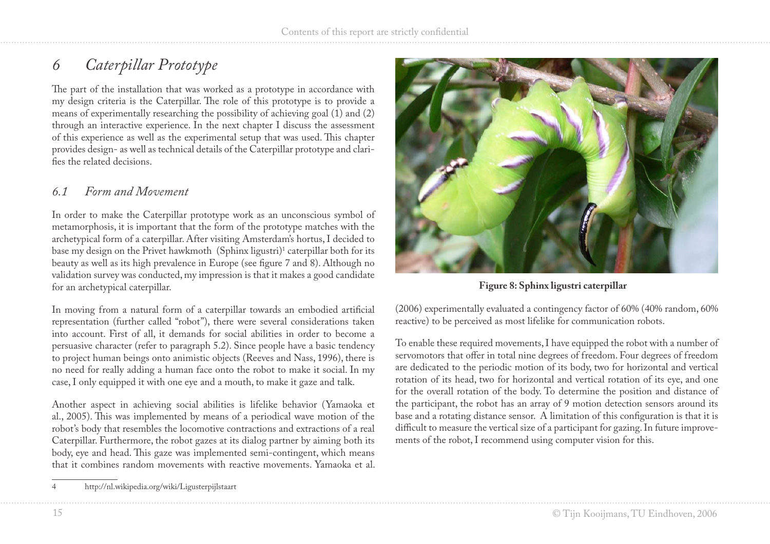# 6 Caterpillar Prototype

The part of the installation that was worked as a prototype in accordance with my design criteria is the Caterpillar. The role of this prototype is to provide a means of experimentally researching the possibility of achieving goal (1) and (2) through an interactive experience. In the next chapter I discuss the assessment of this experience as well as the experimental setup that was used. This chapter provides design- as well as technical details of the Caterpillar prototype and clarifies the related decisions.

## 6.1 Form and Movement

In order to make the Caterpillar prototype work as an unconscious symbol of metamorphosis, it is important that the form of the prototype matches with the archetypical form of a caterpillar. After visiting Amsterdam's hortus, I decided to base my design on the Privet hawkmoth (Sphinx ligustri)[1] caterpillar both for its beauty as well as its high prevalence in Europe (see figure 7 and 8). Although no validation survey was conducted, my impression is that it makes a good candidate for an archetypical caterpillar.

In moving from a natural form of a caterpillar towards an embodied artificial representation (further called "robot"), there were several considerations taken into account. First of all, it demands for social abilities in order to become a persuasive character (refer to paragraph 5.2). Since people have a basic tendency to project human beings onto animistic objects (Reeves and Nass, 1996), there is no need for really adding a human face onto the robot to make it social. In my case, I only equipped it with one eye and a mouth, to make it gaze and talk.

Another aspect in achieving social abilities is lifelike behavior (Yamaoka et al., 2005). This was implemented by means of a periodical wave motion of the robot's body that resembles the locomotive contractions and extractions of a real Caterpillar. Furthermore, the robot gazes at its dialog partner by aiming both its body, eye and head. This gaze was implemented semi-contingent, which means that it combines random movements with reactive movements. Yamaoka et al. (2006) experimentally evaluated a contingency factor of 60% (40% random, 60% reactive) to be perceived as most lifelike for communication robots.

**Figure 8: Sphinx ligustri caterpillar**

To enable these required movements, I have equipped the robot with a number of servomotors that offer in total nine degrees of freedom. Four degrees of freedom are dedicated to the periodic motion of its body, two for horizontal and vertical rotation of its head, two for horizontal and vertical rotation of its eye, and one for the overall rotation of the body. To determine the position and distance of the participant, the robot has an array of 9 motion detection sensors around its base and a rotating distance sensor. A limitation of this configuration is that it is difficult to measure the vertical size of a participant for gazing. In future improvements of the robot, I recommend using computer vision for this.

4 http://nl.wikipedia.org/wiki/Ligusterpijlstaart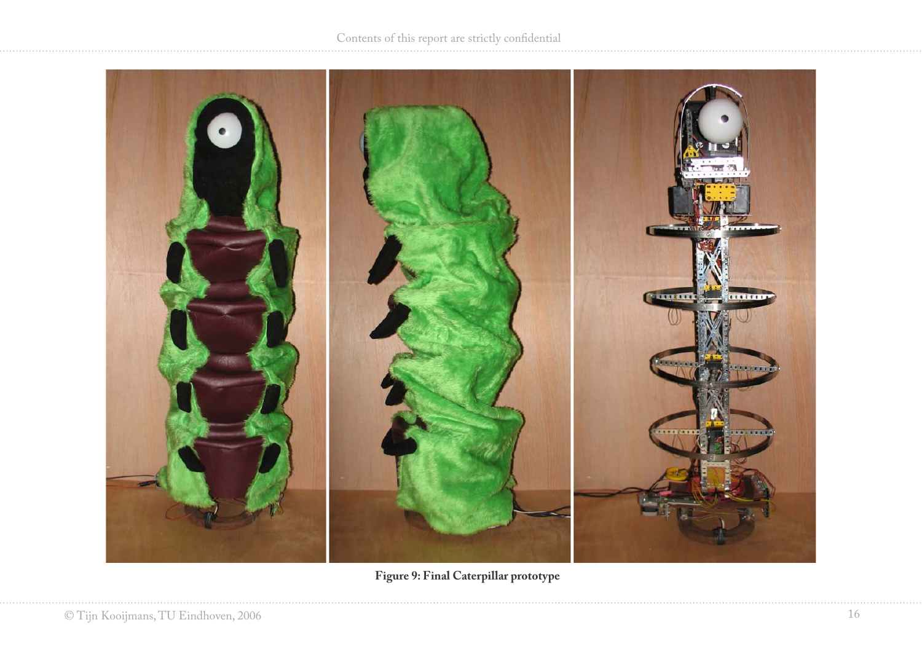**Figure 9: Final Caterpillar prototype**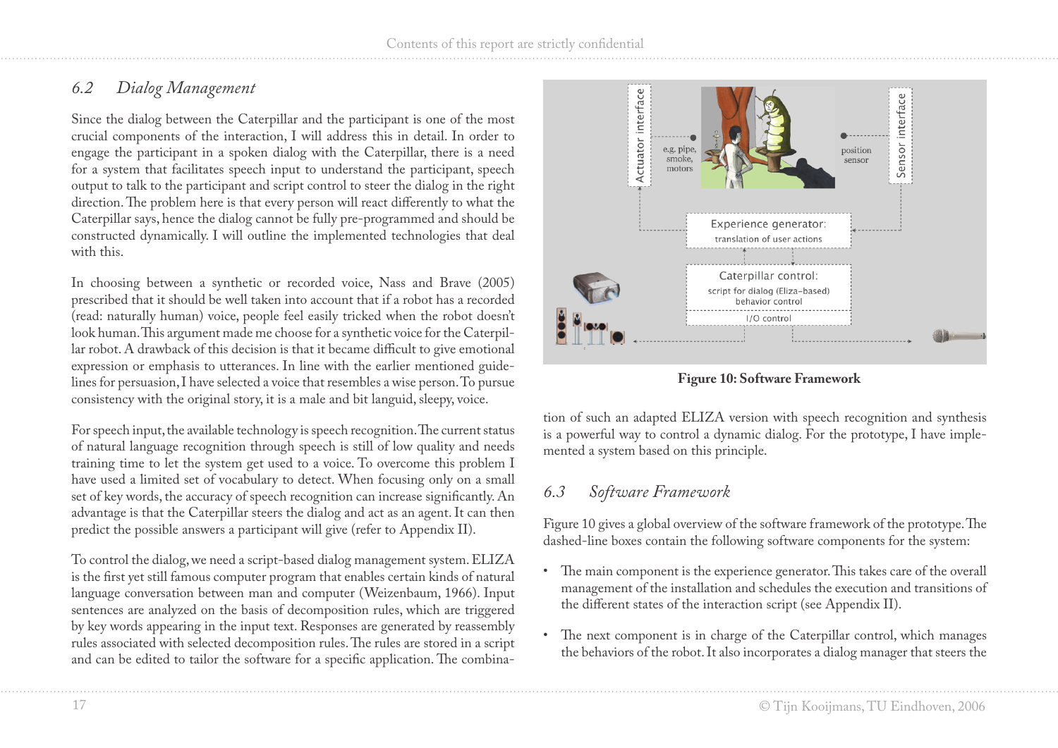## 6.2 Dialog Management

Since the dialog between the Caterpillar and the participant is one of the most crucial components of the interaction, I will address this in detail. In order to engage the participant in a spoken dialog with the Caterpillar, there is a need for a system that facilitates speech input to understand the participant, speech output to talk to the participant and script control to steer the dialog in the right direction. The problem here is that every person will react differently to what the Caterpillar says, hence the dialog cannot be fully pre-programmed and should be constructed dynamically. I will outline the implemented technologies that deal with this.

In choosing between a synthetic or recorded voice, Nass and Brave (2005) prescribed that it should be well taken into account that if a robot has a recorded (read: naturally human) voice, people feel easily tricked when the robot doesn't look human. This argument made me choose for a synthetic voice for the Caterpillar robot. A drawback of this decision is that it became difficult to give emotional expression or emphasis to utterances. In line with the earlier mentioned guidelines for persuasion, I have selected a voice that resembles a wise person. To pursue consistency with the original story, it is a male and bit languid, sleepy, voice.

For speech input, the available technology is speech recognition. The current status of natural language recognition through speech is still of low quality and needs training time to let the system get used to a voice. To overcome this problem I have used a limited set of vocabulary to detect. When focusing only on a small set of key words, the accuracy of speech recognition can increase significantly. An advantage is that the Caterpillar steers the dialog and act as an agent. It can then predict the possible answers a participant will give (refer to Appendix II).

To control the dialog, we need a script-based dialog management system. ELIZA is the first yet still famous computer program that enables certain kinds of natural language conversation between man and computer (Weizenbaum, 1966). Input sentences are analyzed on the basis of decomposition rules, which are triggered by key words appearing in the input text. Responses are generated by reassembly rules associated with selected decomposition rules. The rules are stored in a script and can be edited to tailor the software for a specific application. The combination of such an adapted ELIZA version with speech recognition and synthesis is a powerful way to control a dynamic dialog. For the prototype, I have implemented a system based on this principle.

Actuator interface
e.g. pipe, smoke, motors
position sensor
Sensor interface
Experience generator: translation of user actions
Caterpillar control: script for dialog (Eliza-based) behavior control
I/O control

**Figure 10: Software Framework**

## 6.3 Software Framework

Figure 10 gives a global overview of the software framework of the prototype. The dashed-line boxes contain the following software components for the system:

- The main component is the experience generator. This takes care of the overall management of the installation and schedules the execution and transitions of the different states of the interaction script (see Appendix II).

- The next component is in charge of the Caterpillar control, which manages the behaviors of the robot. It also incorporates a dialog manager that steers the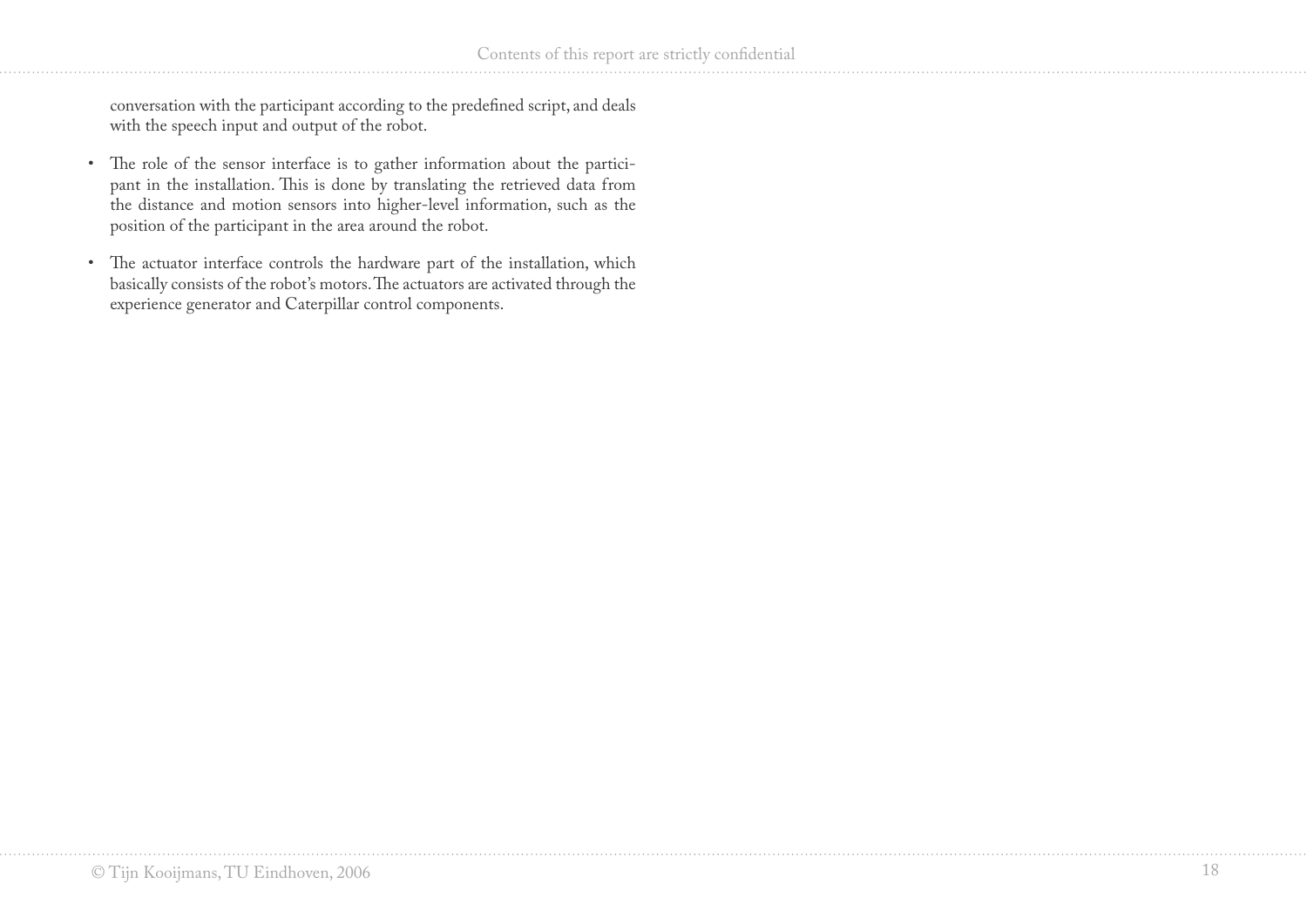conversation with the participant according to the predefined script, and deals with the speech input and output of the robot.

- The role of the sensor interface is to gather information about the participant in the installation. This is done by translating the retrieved data from the distance and motion sensors into higher-level information, such as the position of the participant in the area around the robot.
- The actuator interface controls the hardware part of the installation, which basically consists of the robot's motors. The actuators are activated through the experience generator and Caterpillar control components.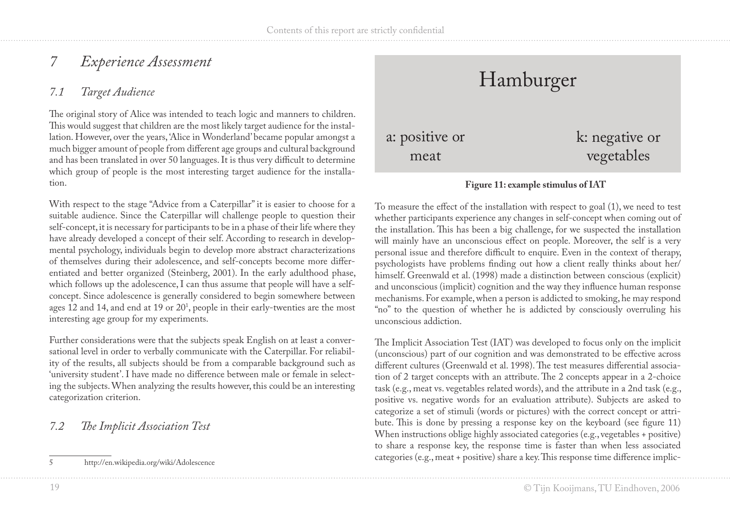# 7 Experience Assessment

## 7.1 Target Audience

The original story of Alice was intended to teach logic and manners to children. This would suggest that children are the most likely target audience for the installation. However, over the years, 'Alice in Wonderland' became popular amongst a much bigger amount of people from different age groups and cultural background and has been translated in over 50 languages. It is thus very difficult to determine which group of people is the most interesting target audience for the installation.

With respect to the stage "Advice from a Caterpillar" it is easier to choose for a suitable audience. Since the Caterpillar will challenge people to question their self-concept, it is necessary for participants to be in a phase of their life where they have already developed a concept of their self. According to research in developmental psychology, individuals begin to develop more abstract characterizations of themselves during their adolescence, and self-concepts become more differentiated and better organized (Steinberg, 2001). In the early adulthood phase, which follows up the adolescence, I can thus assume that people will have a self-concept. Since adolescence is generally considered to begin somewhere between ages 12 and 14, and end at 19 or 20[1], people in their early-twenties are the most interesting age group for my experiments.

Further considerations were that the subjects speak English on at least a conversational level in order to verbally communicate with the Caterpillar. For reliability of the results, all subjects should be from a comparable background such as 'university student'. I have made no difference between male or female in selecting the subjects. When analyzing the results however, this could be an interesting categorization criterion.

## 7.2 The Implicit Association Test

Hamburger

a: positive or meat

k: negative or vegetables

**Figure 11: example stimulus of IAT**

To measure the effect of the installation with respect to goal (1), we need to test whether participants experience any changes in self-concept when coming out of the installation. This has been a big challenge, for we suspected the installation will mainly have an unconscious effect on people. Moreover, the self is a very personal issue and therefore difficult to enquire. Even in the context of therapy, psychologists have problems finding out how a client really thinks about her/himself. Greenwald et al. (1998) made a distinction between conscious (explicit) and unconscious (implicit) cognition and the way they influence human response mechanisms. For example, when a person is addicted to smoking, he may respond "no" to the question of whether he is addicted by consciously overruling his unconscious addiction.

The Implicit Association Test (IAT) was developed to focus only on the implicit (unconscious) part of our cognition and was demonstrated to be effective across different cultures (Greenwald et al. 1998). The test measures differential association of 2 target concepts with an attribute. The 2 concepts appear in a 2-choice task (e.g., meat vs. vegetables related words), and the attribute in a 2nd task (e.g., positive vs. negative words for an evaluation attribute). Subjects are asked to categorize a set of stimuli (words or pictures) with the correct concept or attribute. This is done by pressing a response key on the keyboard (see figure 11) When instructions oblige highly associated categories (e.g., vegetables + positive) to share a response key, the response time is faster than when less associated categories (e.g., meat + positive) share a key. This response time difference implic-

5 http://en.wikipedia.org/wiki/Adolescence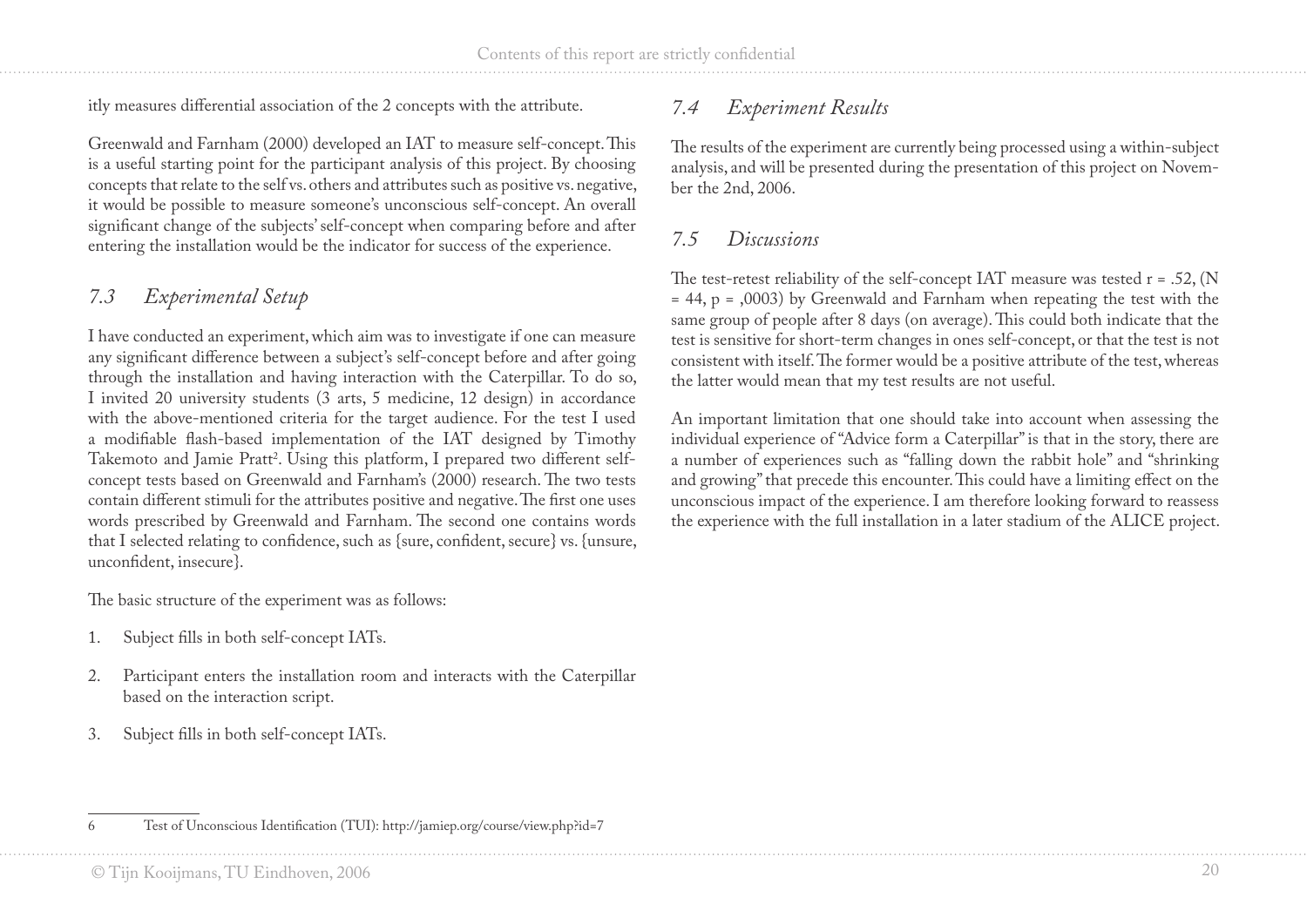itly measures differential association of the 2 concepts with the attribute.

Greenwald and Farnham (2000) developed an IAT to measure self-concept. This is a useful starting point for the participant analysis of this project. By choosing concepts that relate to the self vs. others and attributes such as positive vs. negative, it would be possible to measure someone's unconscious self-concept. An overall significant change of the subjects' self-concept when comparing before and after entering the installation would be the indicator for success of the experience.

### *7.3 Experimental Setup*

I have conducted an experiment, which aim was to investigate if one can measure any significant difference between a subject's self-concept before and after going through the installation and having interaction with the Caterpillar. To do so, I invited 20 university students (3 arts, 5 medicine, 12 design) in accordance with the above-mentioned criteria for the target audience. For the test I used a modifiable flash-based implementation of the IAT designed by Timothy Takemoto and Jamie Pratt[2]. Using this platform, I prepared two different self-concept tests based on Greenwald and Farnham's (2000) research. The two tests contain different stimuli for the attributes positive and negative. The first one uses words prescribed by Greenwald and Farnham. The second one contains words that I selected relating to confidence, such as {sure, confident, secure} vs. {unsure, unconfident, insecure}.

The basic structure of the experiment was as follows:

1. Subject fills in both self-concept IATs.
2. Participant enters the installation room and interacts with the Caterpillar based on the interaction script.
3. Subject fills in both self-concept IATs.

### *7.4 Experiment Results*

The results of the experiment are currently being processed using a within-subject analysis, and will be presented during the presentation of this project on November the 2nd, 2006.

### *7.5 Discussions*

The test-retest reliability of the self-concept IAT measure was tested $r = .52$, ($N = 44$, $p = ,0003$) by Greenwald and Farnham when repeating the test with the same group of people after 8 days (on average). This could both indicate that the test is sensitive for short-term changes in ones self-concept, or that the test is not consistent with itself. The former would be a positive attribute of the test, whereas the latter would mean that my test results are not useful.

An important limitation that one should take into account when assessing the individual experience of "Advice form a Caterpillar" is that in the story, there are a number of experiences such as "falling down the rabbit hole" and "shrinking and growing" that precede this encounter. This could have a limiting effect on the unconscious impact of the experience. I am therefore looking forward to reassess the experience with the full installation in a later stadium of the ALICE project.

---

6 Test of Unconscious Identification (TUI): http://jamiep.org/course/view.php?id=7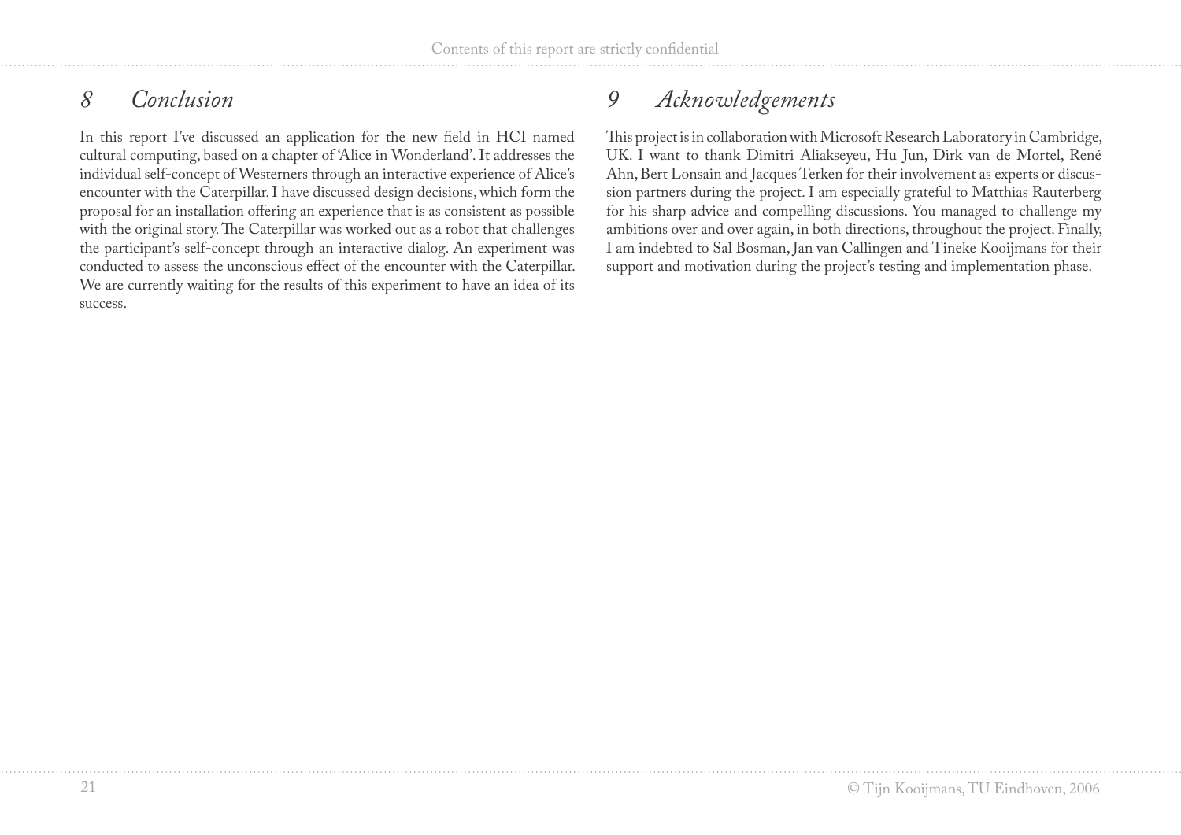# 8 Conclusion

In this report I've discussed an application for the new field in HCI named cultural computing, based on a chapter of 'Alice in Wonderland'. It addresses the individual self-concept of Westerners through an interactive experience of Alice's encounter with the Caterpillar. I have discussed design decisions, which form the proposal for an installation offering an experience that is as consistent as possible with the original story. The Caterpillar was worked out as a robot that challenges the participant's self-concept through an interactive dialog. An experiment was conducted to assess the unconscious effect of the encounter with the Caterpillar. We are currently waiting for the results of this experiment to have an idea of its success.

# 9 Acknowledgements

This project is in collaboration with Microsoft Research Laboratory in Cambridge, UK. I want to thank Dimitri Aliakseyeu, Hu Jun, Dirk van de Mortel, René Ahn, Bert Lonsain and Jacques Terken for their involvement as experts or discussion partners during the project. I am especially grateful to Matthias Rauterberg for his sharp advice and compelling discussions. You managed to challenge my ambitions over and over again, in both directions, throughout the project. Finally, I am indebted to Sal Bosman, Jan van Callingen and Tineke Kooijmans for their support and motivation during the project's testing and implementation phase.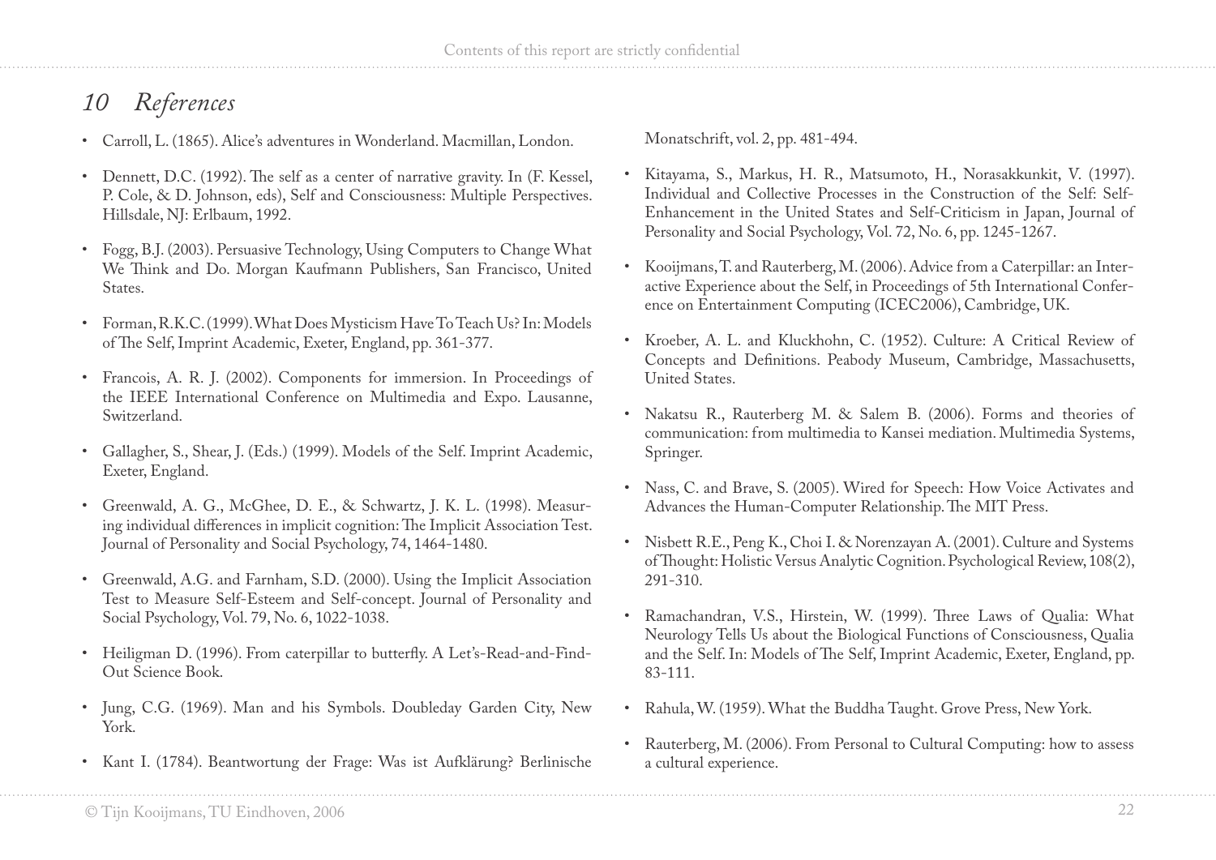# 10 References

- Carroll, L. (1865). Alice's adventures in Wonderland. Macmillan, London.
- Dennett, D.C. (1992). The self as a center of narrative gravity. In (F. Kessel, P. Cole, & D. Johnson, eds), Self and Consciousness: Multiple Perspectives. Hillsdale, NJ: Erlbaum, 1992.
- Fogg, B.J. (2003). Persuasive Technology, Using Computers to Change What We Think and Do. Morgan Kaufmann Publishers, San Francisco, United States.
- Forman, R.K.C. (1999). What Does Mysticism Have To Teach Us? In: Models of The Self, Imprint Academic, Exeter, England, pp. 361-377.
- Francois, A. R. J. (2002). Components for immersion. In Proceedings of the IEEE International Conference on Multimedia and Expo. Lausanne, Switzerland.
- Gallagher, S., Shear, J. (Eds.) (1999). Models of the Self. Imprint Academic, Exeter, England.
- Greenwald, A. G., McGhee, D. E., & Schwartz, J. K. L. (1998). Measuring individual differences in implicit cognition: The Implicit Association Test. Journal of Personality and Social Psychology, 74, 1464-1480.
- Greenwald, A.G. and Farnham, S.D. (2000). Using the Implicit Association Test to Measure Self-Esteem and Self-concept. Journal of Personality and Social Psychology, Vol. 79, No. 6, 1022-1038.
- Heiligman D. (1996). From caterpillar to butterfly. A Let's-Read-and-Find-Out Science Book.
- Jung, C.G. (1969). Man and his Symbols. Doubleday Garden City, New York.
- Kant I. (1784). Beantwortung der Frage: Was ist Aufklärung? Berlinische Monatschrift, vol. 2, pp. 481-494.
- Kitayama, S., Markus, H. R., Matsumoto, H., Norasakkunkit, V. (1997). Individual and Collective Processes in the Construction of the Self: Self-Enhancement in the United States and Self-Criticism in Japan, Journal of Personality and Social Psychology, Vol. 72, No. 6, pp. 1245-1267.
- Kooijmans, T. and Rauterberg, M. (2006). Advice from a Caterpillar: an Interactive Experience about the Self, in Proceedings of 5th International Conference on Entertainment Computing (ICEC2006), Cambridge, UK.
- Kroeber, A. L. and Kluckhohn, C. (1952). Culture: A Critical Review of Concepts and Definitions. Peabody Museum, Cambridge, Massachusetts, United States.
- Nakatsu R., Rauterberg M. & Salem B. (2006). Forms and theories of communication: from multimedia to Kansei mediation. Multimedia Systems, Springer.
- Nass, C. and Brave, S. (2005). Wired for Speech: How Voice Activates and Advances the Human-Computer Relationship. The MIT Press.
- Nisbett R.E., Peng K., Choi I. & Norenzayan A. (2001). Culture and Systems of Thought: Holistic Versus Analytic Cognition. Psychological Review, 108(2), 291-310.
- Ramachandran, V.S., Hirstein, W. (1999). Three Laws of Qualia: What Neurology Tells Us about the Biological Functions of Consciousness, Qualia and the Self. In: Models of The Self, Imprint Academic, Exeter, England, pp. 83-111.
- Rahula, W. (1959). What the Buddha Taught. Grove Press, New York.
- Rauterberg, M. (2006). From Personal to Cultural Computing: how to assess a cultural experience.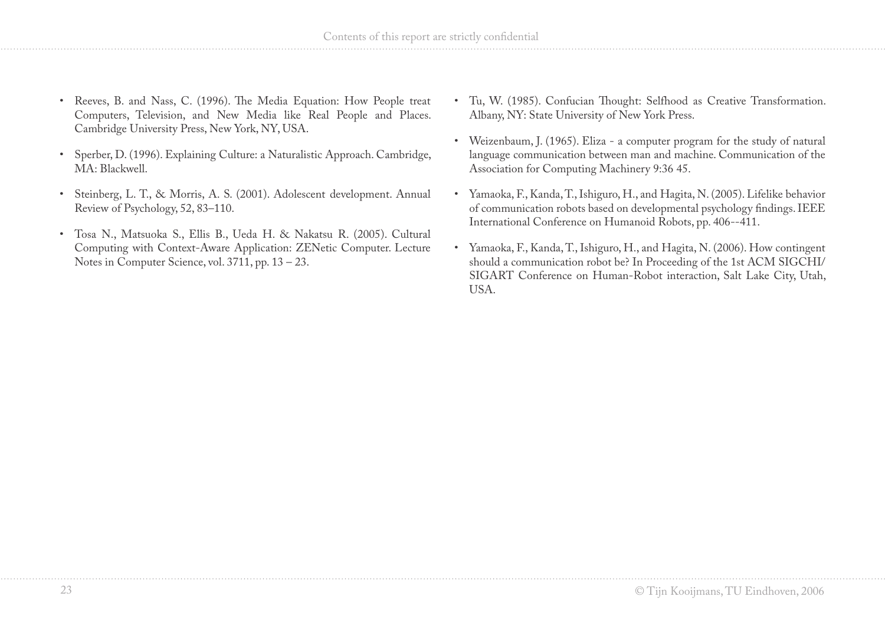- Reeves, B. and Nass, C. (1996). The Media Equation: How People treat Computers, Television, and New Media like Real People and Places. Cambridge University Press, New York, NY, USA.

- Sperber, D. (1996). Explaining Culture: a Naturalistic Approach. Cambridge, MA: Blackwell.

- Steinberg, L. T., & Morris, A. S. (2001). Adolescent development. Annual Review of Psychology, 52, 83–110.

- Tosa N., Matsuoka S., Ellis B., Ueda H. & Nakatsu R. (2005). Cultural Computing with Context-Aware Application: ZENetic Computer. Lecture Notes in Computer Science, vol. 3711, pp. 13 – 23.

- Tu, W. (1985). Confucian Thought: Selfhood as Creative Transformation. Albany, NY: State University of New York Press.

- Weizenbaum, J. (1965). Eliza - a computer program for the study of natural language communication between man and machine. Communication of the Association for Computing Machinery 9:36 45.

- Yamaoka, F., Kanda, T., Ishiguro, H., and Hagita, N. (2005). Lifelike behavior of communication robots based on developmental psychology findings. IEEE International Conference on Humanoid Robots, pp. 406--411.

- Yamaoka, F., Kanda, T., Ishiguro, H., and Hagita, N. (2006). How contingent should a communication robot be? In Proceeding of the 1st ACM SIGCHI/SIGART Conference on Human-Robot interaction, Salt Lake City, Utah, USA.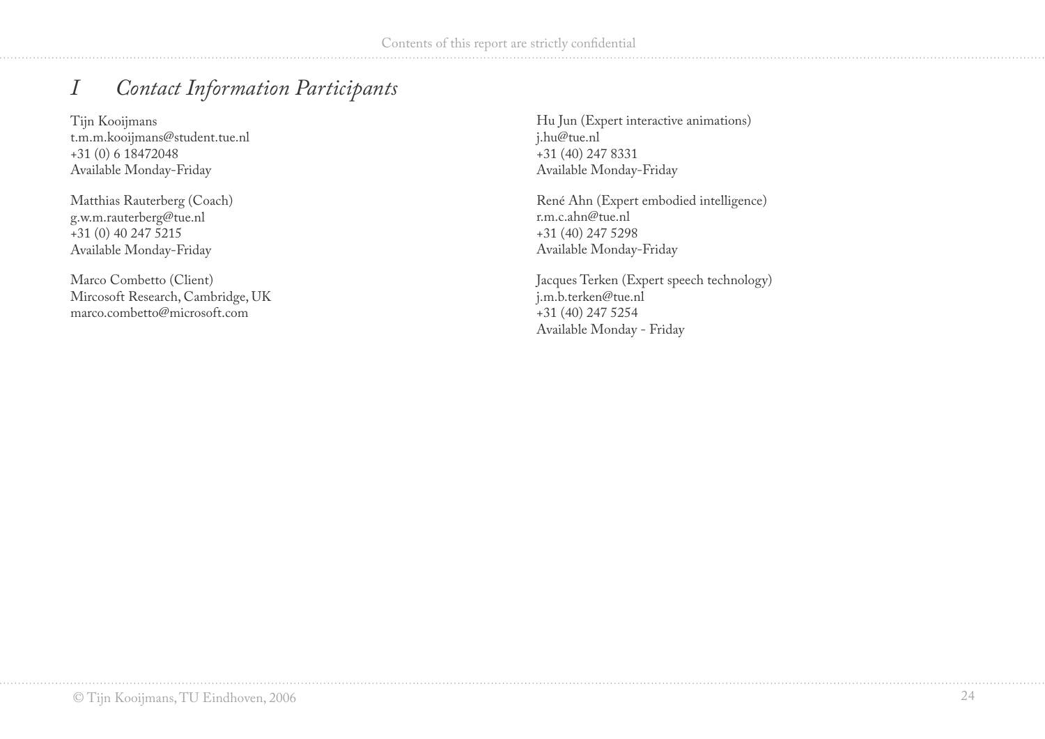# *I Contact Information Participants*

Tijn Kooijmans
t.m.m.kooijmans@student.tue.nl
+31 (0) 6 18472048
Available Monday-Friday

Matthias Rauterberg (Coach)
g.w.m.rauterberg@tue.nl
+31 (0) 40 247 5215
Available Monday-Friday

Marco Combetto (Client)
Mircosoft Research, Cambridge, UK
marco.combetto@microsoft.com

Hu Jun (Expert interactive animations)
j.hu@tue.nl
+31 (40) 247 8331
Available Monday-Friday

René Ahn (Expert embodied intelligence)
r.m.c.ahn@tue.nl
+31 (40) 247 5298
Available Monday-Friday

Jacques Terken (Expert speech technology)
j.m.b.terken@tue.nl
+31 (40) 247 5254
Available Monday - Friday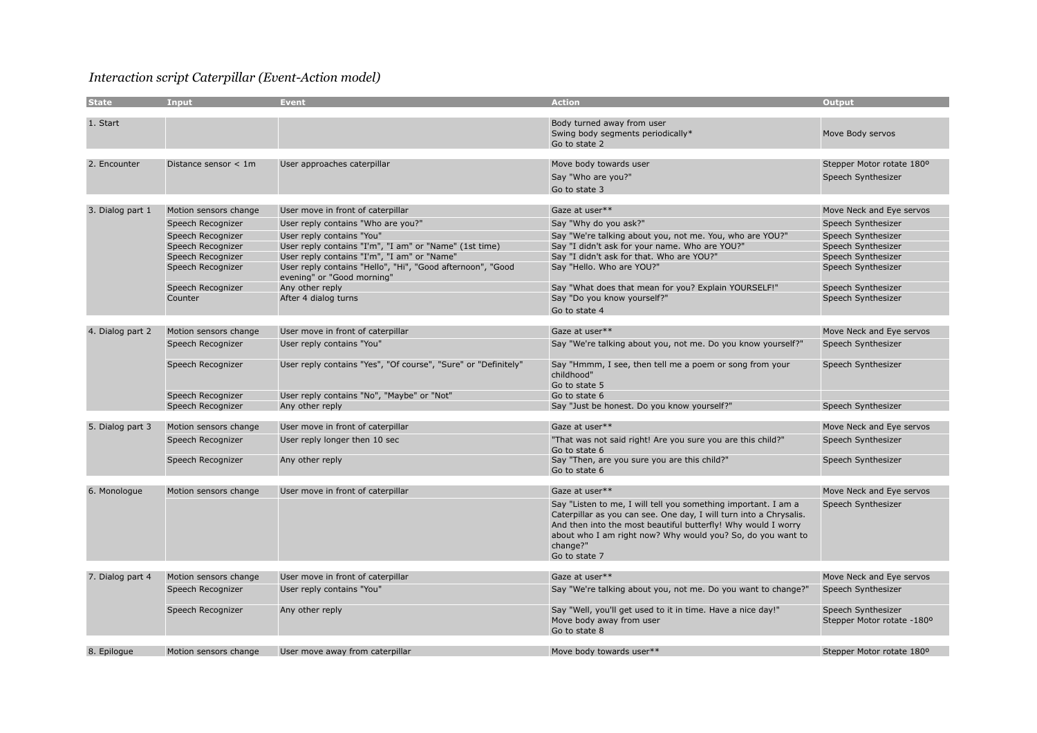*Interaction script Caterpillar (Event-Action model)*

| State | Input | Event | Action | Output |
|---|---|---|---|---|
| 1. Start | | | Body turned away from user<br>Swing body segments periodically*<br>Go to state 2 | Move Body servos |
| 2. Encounter | Distance sensor < 1m | User approaches caterpillar | Move body towards user<br>Say "Who are you?"<br>Go to state 3 | Stepper Motor rotate 180º<br>Speech Synthesizer |
| 3. Dialog part 1 | Motion sensors change | User move in front of caterpillar | Gaze at user** | Move Neck and Eye servos |
| | Speech Recognizer | User reply contains "Who are you?" | Say "Why do you ask?" | Speech Synthesizer |
| | Speech Recognizer | User reply contains "You" | Say "We're talking about you, not me. You, who are YOU?" | Speech Synthesizer |
| | Speech Recognizer | User reply contains "I'm", "I am" or "Name" (1st time) | Say "I didn't ask for your name. Who are YOU?" | Speech Synthesizer |
| | Speech Recognizer | User reply contains "I'm", "I am" or "Name" | Say "I didn't ask for that. Who are YOU?" | Speech Synthesizer |
| | Speech Recognizer | User reply contains "Hello", "Hi", "Good afternoon", "Good evening" or "Good morning" | Say "Hello. Who are YOU?" | Speech Synthesizer |
| | Speech Recognizer | Any other reply | Say "What does that mean for you? Explain YOURSELF!" | Speech Synthesizer |
| | Counter | After 4 dialog turns | Say "Do you know yourself?"<br>Go to state 4 | Speech Synthesizer |
| 4. Dialog part 2 | Motion sensors change | User move in front of caterpillar | Gaze at user** | Move Neck and Eye servos |
| | Speech Recognizer | User reply contains "You" | Say "We're talking about you, not me. Do you know yourself?" | Speech Synthesizer |
| | Speech Recognizer | User reply contains "Yes", "Of course", "Sure" or "Definitely" | Say "Hmmm, I see, then tell me a poem or song from your childhood"<br>Go to state 5 | Speech Synthesizer |
| | Speech Recognizer | User reply contains "No", "Maybe" or "Not" | Go to state 6 | |
| | Speech Recognizer | Any other reply | Say "Just be honest. Do you know yourself?" | Speech Synthesizer |
| 5. Dialog part 3 | Motion sensors change | User move in front of caterpillar | Gaze at user** | Move Neck and Eye servos |
| | Speech Recognizer | User reply longer then 10 sec | "That was not said right! Are you sure you are this child?"<br>Go to state 6 | Speech Synthesizer |
| | Speech Recognizer | Any other reply | Say "Then, are you sure you are this child?"<br>Go to state 6 | Speech Synthesizer |
| 6. Monologue | Motion sensors change | User move in front of caterpillar | Gaze at user** | Move Neck and Eye servos |
| | | | Say "Listen to me, I will tell you something important. I am a Caterpillar as you can see. One day, I will turn into a Chrysalis. And then into the most beautiful butterfly! Why would I worry about who I am right now? Why would you? So, do you want to change?"<br>Go to state 7 | Speech Synthesizer |
| 7. Dialog part 4 | Motion sensors change | User move in front of caterpillar | Gaze at user** | Move Neck and Eye servos |
| | Speech Recognizer | User reply contains "You" | Say "We're talking about you, not me. Do you want to change?" | Speech Synthesizer |
| | Speech Recognizer | Any other reply | Say "Well, you'll get used to it in time. Have a nice day!"<br>Move body away from user<br>Go to state 8 | Speech Synthesizer<br>Stepper Motor rotate -180º |
| 8. Epilogue | Motion sensors change | User move away from caterpillar | Move body towards user** | Stepper Motor rotate 180º |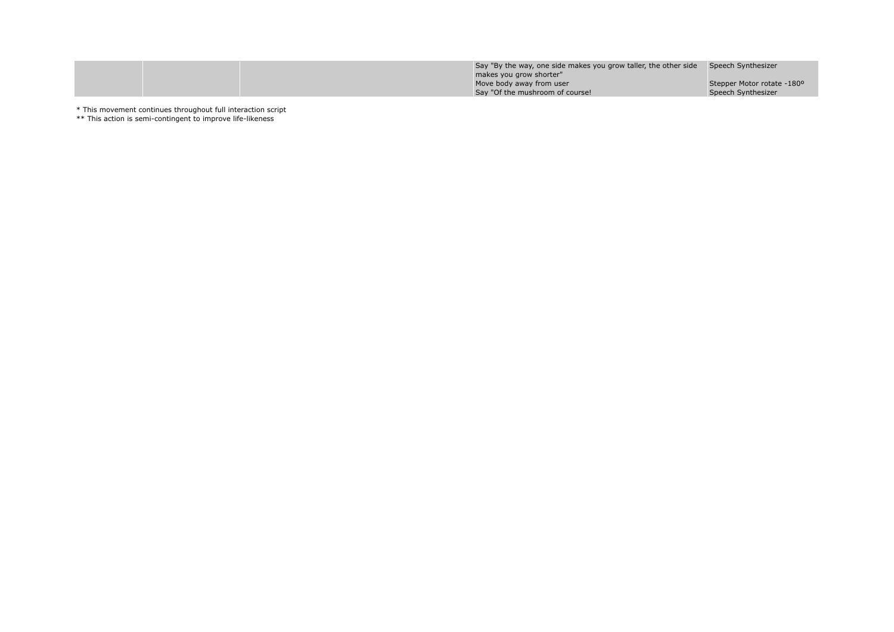| | | | | |
|---|---|---|---|---|
| | | | Say "By the way, one side makes you grow taller, the other side makes you grow shorter" | Speech Synthesizer |
| | | | Move body away from user | Stepper Motor rotate -180º |
| | | | Say "Of the mushroom of course! | Speech Synthesizer |

* This movement continues throughout full interaction script
** This action is semi-contingent to improve life-likeness